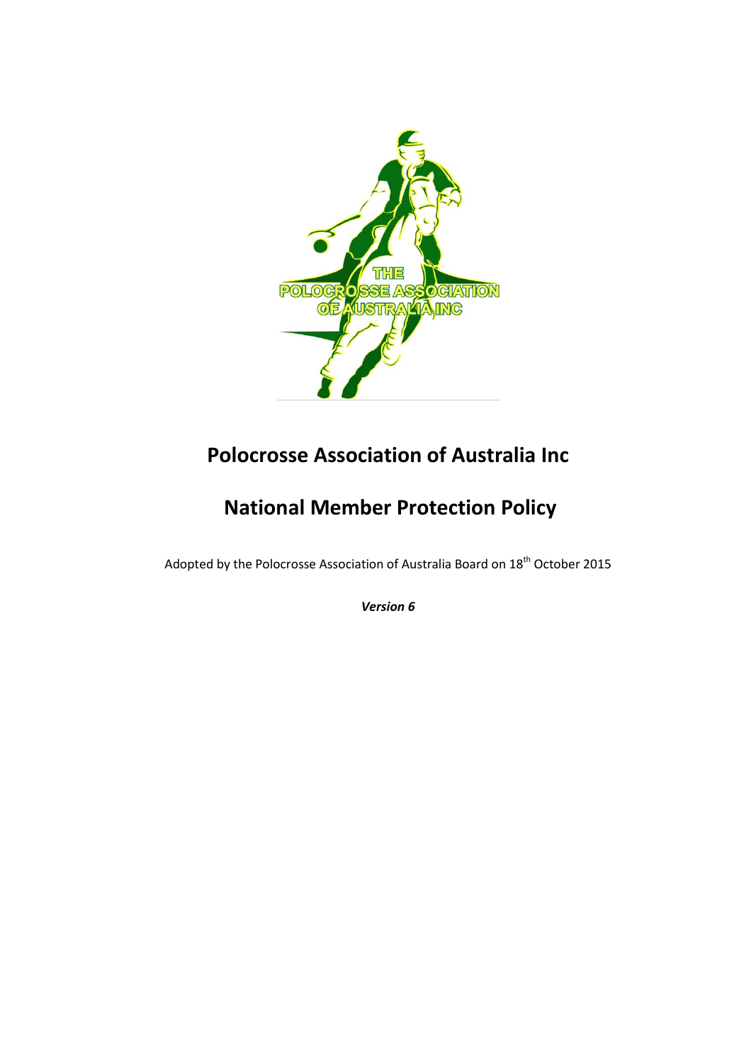# Polocrosse Association of Australia Inc

# National Member Protection Policy

Adopted by the Polocrosse Association of Australia Board on 18th October 2015

***Version 6***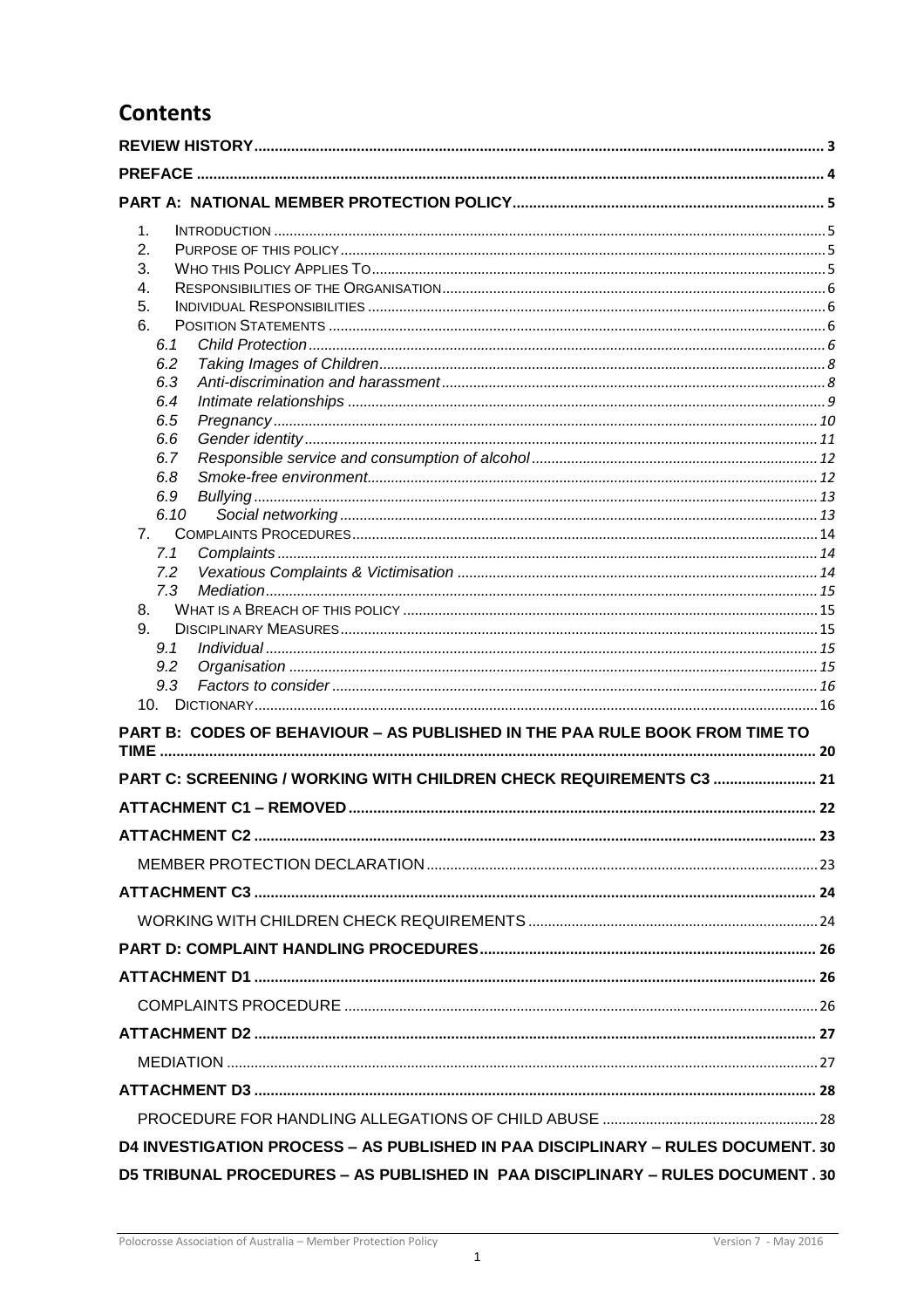# Contents

| | |
|---|---|
| **REVIEW HISTORY** | **3** |
| **PREFACE** | **4** |
| **PART A: NATIONAL MEMBER PROTECTION POLICY** | **5** |
| 1. INTRODUCTION | 5 |
| 2. PURPOSE OF THIS POLICY | 5 |
| 3. WHO THIS POLICY APPLIES TO | 5 |
| 4. RESPONSIBILITIES OF THE ORGANISATION | 6 |
| 5. INDIVIDUAL RESPONSIBILITIES | 6 |
| 6. POSITION STATEMENTS | 6 |
| *6.1 Child Protection* | *6* |
| *6.2 Taking Images of Children* | *8* |
| *6.3 Anti-discrimination and harassment* | *8* |
| *6.4 Intimate relationships* | *9* |
| *6.5 Pregnancy* | *10* |
| *6.6 Gender identity* | *11* |
| *6.7 Responsible service and consumption of alcohol* | *12* |
| *6.8 Smoke-free environment* | *12* |
| *6.9 Bullying* | *13* |
| *6.10 Social networking* | *13* |
| 7. COMPLAINTS PROCEDURES | 14 |
| *7.1 Complaints* | *14* |
| *7.2 Vexatious Complaints & Victimisation* | *14* |
| *7.3 Mediation* | *15* |
| 8. WHAT IS A BREACH OF THIS POLICY | 15 |
| 9. DISCIPLINARY MEASURES | 15 |
| *9.1 Individual* | *15* |
| *9.2 Organisation* | *15* |
| *9.3 Factors to consider* | *16* |
| 10. DICTIONARY | 16 |
| **PART B: CODES OF BEHAVIOUR – AS PUBLISHED IN THE PAA RULE BOOK FROM TIME TO TIME** | **20** |
| **PART C: SCREENING / WORKING WITH CHILDREN CHECK REQUIREMENTS C3** | **21** |
| **ATTACHMENT C1 – REMOVED** | **22** |
| **ATTACHMENT C2** | **23** |
| MEMBER PROTECTION DECLARATION | 23 |
| **ATTACHMENT C3** | **24** |
| WORKING WITH CHILDREN CHECK REQUIREMENTS | 24 |
| **PART D: COMPLAINT HANDLING PROCEDURES** | **26** |
| **ATTACHMENT D1** | **26** |
| COMPLAINTS PROCEDURE | 26 |
| **ATTACHMENT D2** | **27** |
| MEDIATION | 27 |
| **ATTACHMENT D3** | **28** |
| PROCEDURE FOR HANDLING ALLEGATIONS OF CHILD ABUSE | 28 |
| **D4 INVESTIGATION PROCESS – AS PUBLISHED IN PAA DISCIPLINARY – RULES DOCUMENT.** | **30** |
| **D5 TRIBUNAL PROCEDURES – AS PUBLISHED IN PAA DISCIPLINARY – RULES DOCUMENT.** | **30** |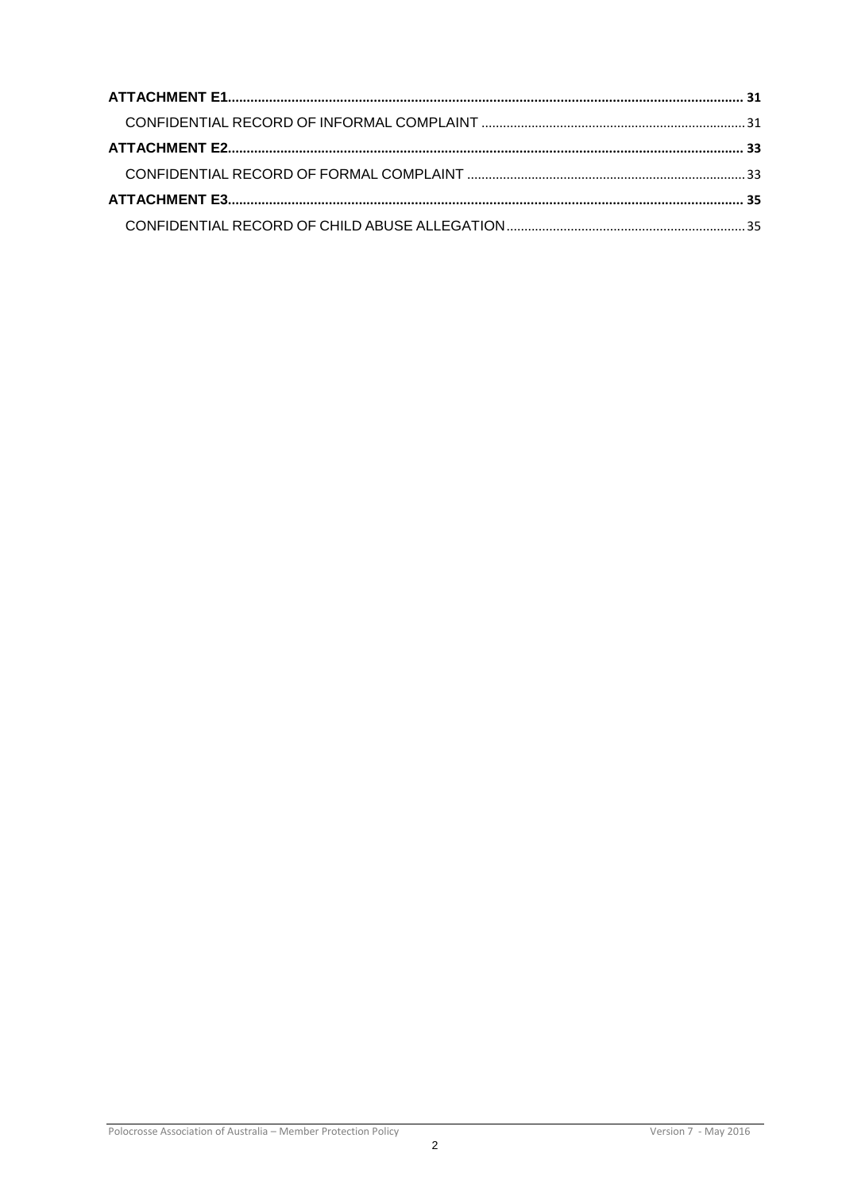**ATTACHMENT E1** ........................................................................................................................................ 31

CONFIDENTIAL RECORD OF INFORMAL COMPLAINT ............................................................................ 31

**ATTACHMENT E2** ........................................................................................................................................ 33

CONFIDENTIAL RECORD OF FORMAL COMPLAINT ................................................................................ 33

**ATTACHMENT E3** ........................................................................................................................................ 35

CONFIDENTIAL RECORD OF CHILD ABUSE ALLEGATION ........................................................................ 35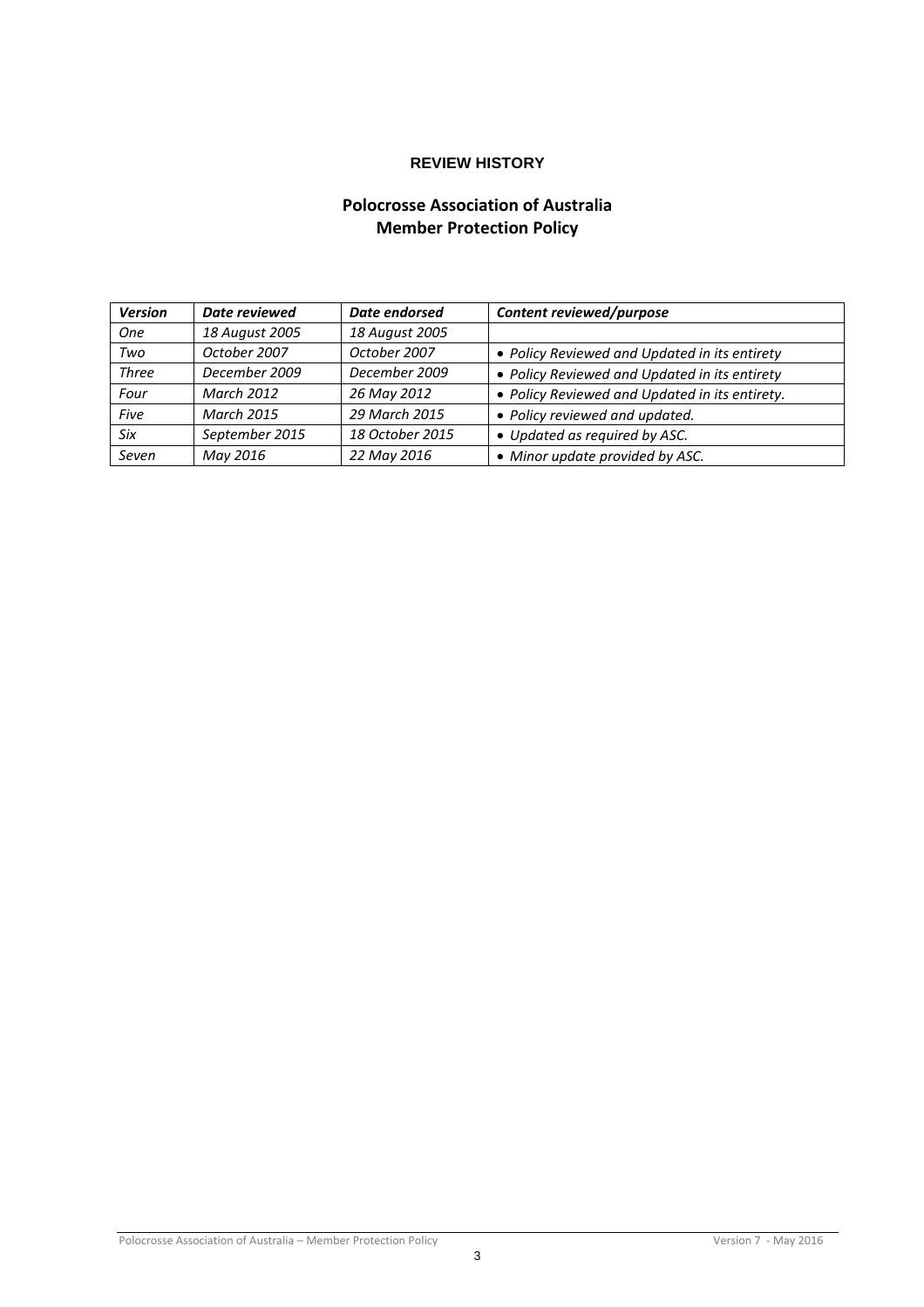**REVIEW HISTORY**

**Polocrosse Association of Australia**
**Member Protection Policy**

| ***Version*** | ***Date reviewed*** | ***Date endorsed*** | ***Content reviewed/purpose*** |
|---|---|---|---|
| *One* | *18 August 2005* | *18 August 2005* | |
| *Two* | *October 2007* | *October 2007* | • *Policy Reviewed and Updated in its entirety* |
| *Three* | *December 2009* | *December 2009* | • *Policy Reviewed and Updated in its entirety* |
| *Four* | *March 2012* | *26 May 2012* | • *Policy Reviewed and Updated in its entirety.* |
| *Five* | *March 2015* | *29 March 2015* | • *Policy reviewed and updated.* |
| *Six* | *September 2015* | *18 October 2015* | • *Updated as required by ASC.* |
| *Seven* | *May 2016* | *22 May 2016* | • *Minor update provided by ASC.* |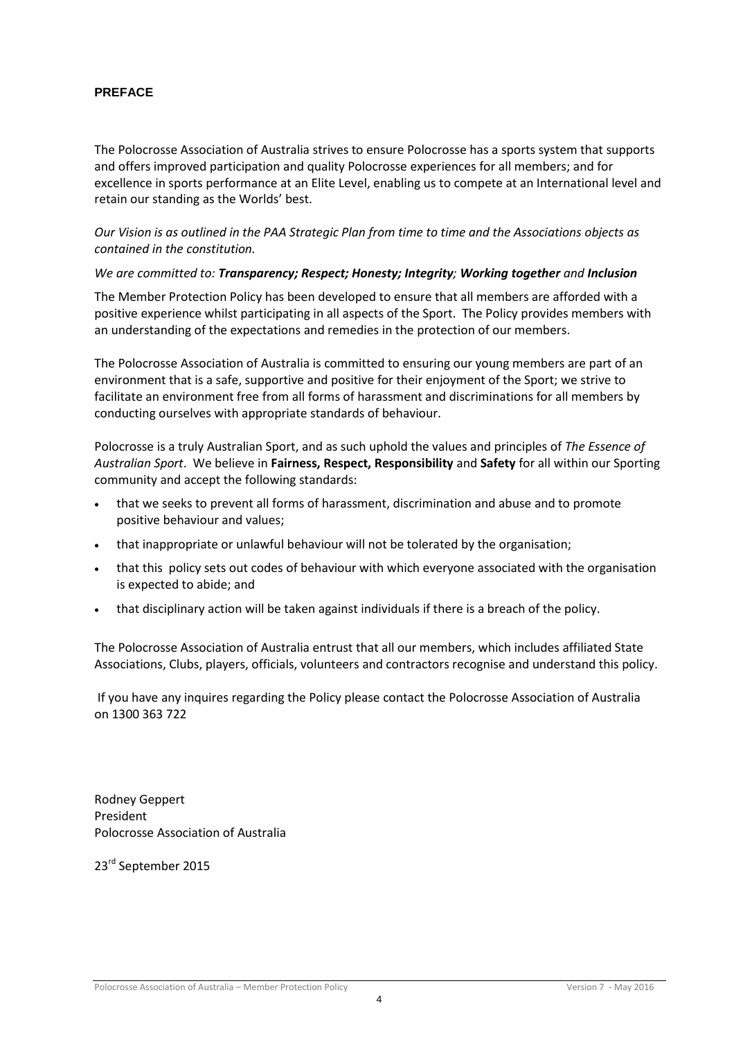## PREFACE

The Polocrosse Association of Australia strives to ensure Polocrosse has a sports system that supports and offers improved participation and quality Polocrosse experiences for all members; and for excellence in sports performance at an Elite Level, enabling us to compete at an International level and retain our standing as the Worlds' best.

*Our Vision is as outlined in the PAA Strategic Plan from time to time and the Associations objects as contained in the constitution.*

*We are committed to:* ***Transparency; Respect; Honesty; Integrity****;* ***Working together*** *and* ***Inclusion***

The Member Protection Policy has been developed to ensure that all members are afforded with a positive experience whilst participating in all aspects of the Sport. The Policy provides members with an understanding of the expectations and remedies in the protection of our members.

The Polocrosse Association of Australia is committed to ensuring our young members are part of an environment that is a safe, supportive and positive for their enjoyment of the Sport; we strive to facilitate an environment free from all forms of harassment and discriminations for all members by conducting ourselves with appropriate standards of behaviour.

Polocrosse is a truly Australian Sport, and as such uphold the values and principles of *The Essence of Australian Sport*. We believe in **Fairness, Respect, Responsibility** and **Safety** for all within our Sporting community and accept the following standards:

- that we seeks to prevent all forms of harassment, discrimination and abuse and to promote positive behaviour and values;
- that inappropriate or unlawful behaviour will not be tolerated by the organisation;
- that this policy sets out codes of behaviour with which everyone associated with the organisation is expected to abide; and
- that disciplinary action will be taken against individuals if there is a breach of the policy.

The Polocrosse Association of Australia entrust that all our members, which includes affiliated State Associations, Clubs, players, officials, volunteers and contractors recognise and understand this policy.

If you have any inquires regarding the Policy please contact the Polocrosse Association of Australia on 1300 363 722

Rodney Geppert
President
Polocrosse Association of Australia

23rd September 2015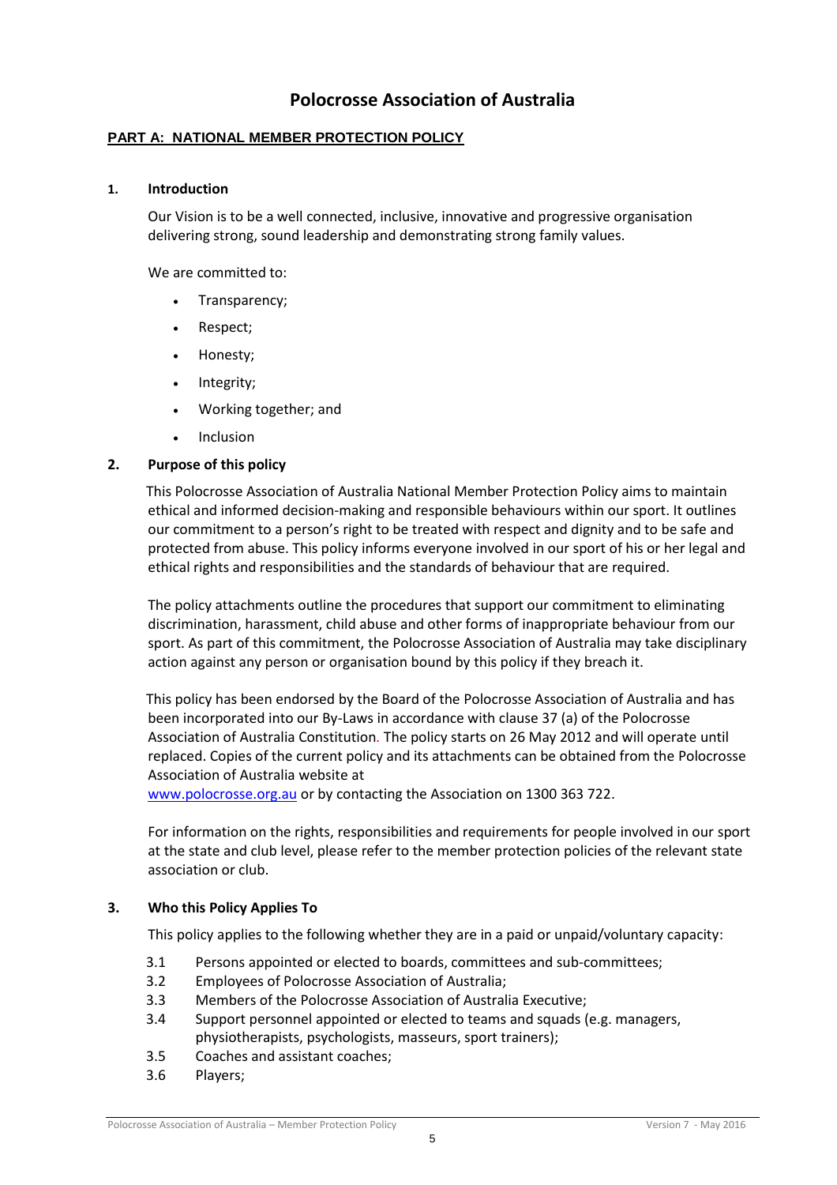# Polocrosse Association of Australia

## PART A: NATIONAL MEMBER PROTECTION POLICY

### 1. Introduction

Our Vision is to be a well connected, inclusive, innovative and progressive organisation delivering strong, sound leadership and demonstrating strong family values.

We are committed to:

- Transparency;
- Respect;
- Honesty;
- Integrity;
- Working together; and
- Inclusion

### 2. Purpose of this policy

This Polocrosse Association of Australia National Member Protection Policy aims to maintain ethical and informed decision-making and responsible behaviours within our sport. It outlines our commitment to a person's right to be treated with respect and dignity and to be safe and protected from abuse. This policy informs everyone involved in our sport of his or her legal and ethical rights and responsibilities and the standards of behaviour that are required.

The policy attachments outline the procedures that support our commitment to eliminating discrimination, harassment, child abuse and other forms of inappropriate behaviour from our sport. As part of this commitment, the Polocrosse Association of Australia may take disciplinary action against any person or organisation bound by this policy if they breach it.

This policy has been endorsed by the Board of the Polocrosse Association of Australia and has been incorporated into our By-Laws in accordance with clause 37 (a) of the Polocrosse Association of Australia Constitution. The policy starts on 26 May 2012 and will operate until replaced. Copies of the current policy and its attachments can be obtained from the Polocrosse Association of Australia website at www.polocrosse.org.au or by contacting the Association on 1300 363 722.

For information on the rights, responsibilities and requirements for people involved in our sport at the state and club level, please refer to the member protection policies of the relevant state association or club.

### 3. Who this Policy Applies To

This policy applies to the following whether they are in a paid or unpaid/voluntary capacity:

3.1 Persons appointed or elected to boards, committees and sub-committees;

3.2 Employees of Polocrosse Association of Australia;

3.3 Members of the Polocrosse Association of Australia Executive;

3.4 Support personnel appointed or elected to teams and squads (e.g. managers, physiotherapists, psychologists, masseurs, sport trainers);

3.5 Coaches and assistant coaches;

3.6 Players;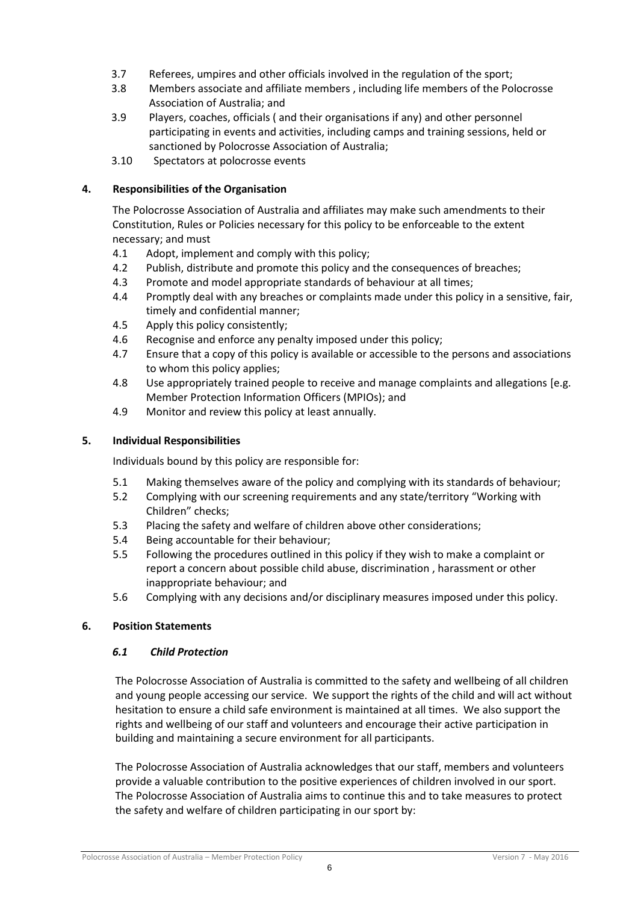3.7 Referees, umpires and other officials involved in the regulation of the sport;

3.8 Members associate and affiliate members , including life members of the Polocrosse Association of Australia; and

3.9 Players, coaches, officials ( and their organisations if any) and other personnel participating in events and activities, including camps and training sessions, held or sanctioned by Polocrosse Association of Australia;

3.10 Spectators at polocrosse events

## 4. Responsibilities of the Organisation

The Polocrosse Association of Australia and affiliates may make such amendments to their Constitution, Rules or Policies necessary for this policy to be enforceable to the extent necessary; and must

4.1 Adopt, implement and comply with this policy;

4.2 Publish, distribute and promote this policy and the consequences of breaches;

4.3 Promote and model appropriate standards of behaviour at all times;

4.4 Promptly deal with any breaches or complaints made under this policy in a sensitive, fair, timely and confidential manner;

4.5 Apply this policy consistently;

4.6 Recognise and enforce any penalty imposed under this policy;

4.7 Ensure that a copy of this policy is available or accessible to the persons and associations to whom this policy applies;

4.8 Use appropriately trained people to receive and manage complaints and allegations [e.g. Member Protection Information Officers (MPIOs); and

4.9 Monitor and review this policy at least annually.

## 5. Individual Responsibilities

Individuals bound by this policy are responsible for:

5.1 Making themselves aware of the policy and complying with its standards of behaviour;

5.2 Complying with our screening requirements and any state/territory "Working with Children" checks;

5.3 Placing the safety and welfare of children above other considerations;

5.4 Being accountable for their behaviour;

5.5 Following the procedures outlined in this policy if they wish to make a complaint or report a concern about possible child abuse, discrimination , harassment or other inappropriate behaviour; and

5.6 Complying with any decisions and/or disciplinary measures imposed under this policy.

## 6. Position Statements

### *6.1 Child Protection*

The Polocrosse Association of Australia is committed to the safety and wellbeing of all children and young people accessing our service. We support the rights of the child and will act without hesitation to ensure a child safe environment is maintained at all times. We also support the rights and wellbeing of our staff and volunteers and encourage their active participation in building and maintaining a secure environment for all participants.

The Polocrosse Association of Australia acknowledges that our staff, members and volunteers provide a valuable contribution to the positive experiences of children involved in our sport. The Polocrosse Association of Australia aims to continue this and to take measures to protect the safety and welfare of children participating in our sport by: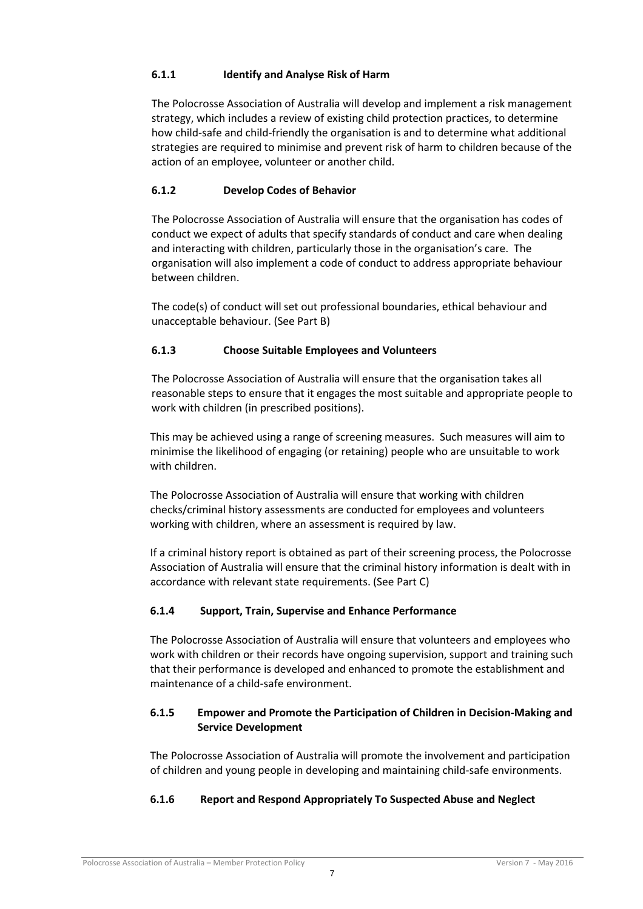### 6.1.1 Identify and Analyse Risk of Harm

The Polocrosse Association of Australia will develop and implement a risk management strategy, which includes a review of existing child protection practices, to determine how child-safe and child-friendly the organisation is and to determine what additional strategies are required to minimise and prevent risk of harm to children because of the action of an employee, volunteer or another child.

### 6.1.2 Develop Codes of Behavior

The Polocrosse Association of Australia will ensure that the organisation has codes of conduct we expect of adults that specify standards of conduct and care when dealing and interacting with children, particularly those in the organisation's care. The organisation will also implement a code of conduct to address appropriate behaviour between children.

The code(s) of conduct will set out professional boundaries, ethical behaviour and unacceptable behaviour. (See Part B)

### 6.1.3 Choose Suitable Employees and Volunteers

The Polocrosse Association of Australia will ensure that the organisation takes all reasonable steps to ensure that it engages the most suitable and appropriate people to work with children (in prescribed positions).

This may be achieved using a range of screening measures. Such measures will aim to minimise the likelihood of engaging (or retaining) people who are unsuitable to work with children.

The Polocrosse Association of Australia will ensure that working with children checks/criminal history assessments are conducted for employees and volunteers working with children, where an assessment is required by law.

If a criminal history report is obtained as part of their screening process, the Polocrosse Association of Australia will ensure that the criminal history information is dealt with in accordance with relevant state requirements. (See Part C)

### 6.1.4 Support, Train, Supervise and Enhance Performance

The Polocrosse Association of Australia will ensure that volunteers and employees who work with children or their records have ongoing supervision, support and training such that their performance is developed and enhanced to promote the establishment and maintenance of a child-safe environment.

### 6.1.5 Empower and Promote the Participation of Children in Decision-Making and Service Development

The Polocrosse Association of Australia will promote the involvement and participation of children and young people in developing and maintaining child-safe environments.

### 6.1.6 Report and Respond Appropriately To Suspected Abuse and Neglect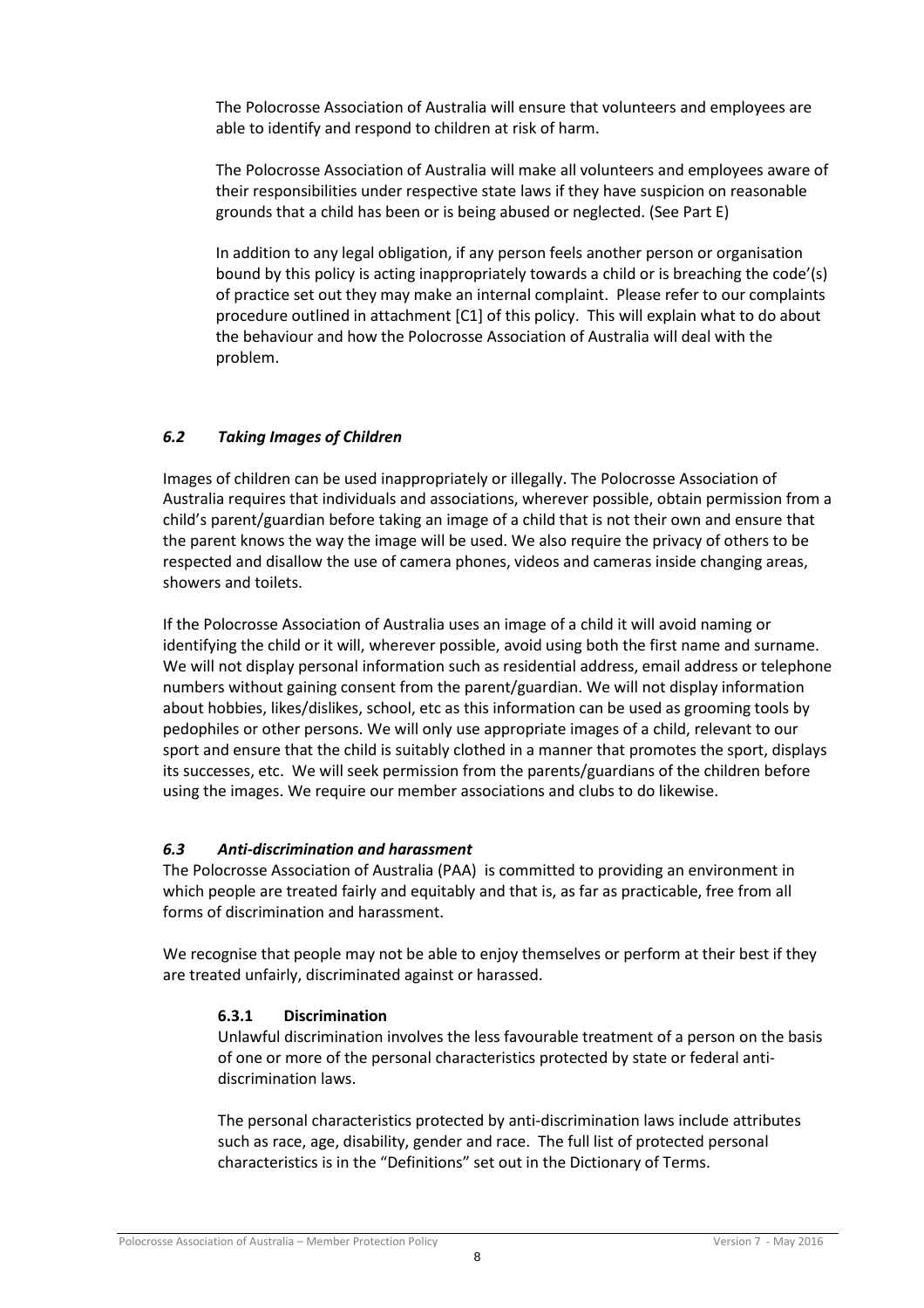The Polocrosse Association of Australia will ensure that volunteers and employees are able to identify and respond to children at risk of harm.

The Polocrosse Association of Australia will make all volunteers and employees aware of their responsibilities under respective state laws if they have suspicion on reasonable grounds that a child has been or is being abused or neglected. (See Part E)

In addition to any legal obligation, if any person feels another person or organisation bound by this policy is acting inappropriately towards a child or is breaching the code'(s) of practice set out they may make an internal complaint. Please refer to our complaints procedure outlined in attachment [C1] of this policy. This will explain what to do about the behaviour and how the Polocrosse Association of Australia will deal with the problem.

### *6.2 Taking Images of Children*

Images of children can be used inappropriately or illegally. The Polocrosse Association of Australia requires that individuals and associations, wherever possible, obtain permission from a child's parent/guardian before taking an image of a child that is not their own and ensure that the parent knows the way the image will be used. We also require the privacy of others to be respected and disallow the use of camera phones, videos and cameras inside changing areas, showers and toilets.

If the Polocrosse Association of Australia uses an image of a child it will avoid naming or identifying the child or it will, wherever possible, avoid using both the first name and surname. We will not display personal information such as residential address, email address or telephone numbers without gaining consent from the parent/guardian. We will not display information about hobbies, likes/dislikes, school, etc as this information can be used as grooming tools by pedophiles or other persons. We will only use appropriate images of a child, relevant to our sport and ensure that the child is suitably clothed in a manner that promotes the sport, displays its successes, etc. We will seek permission from the parents/guardians of the children before using the images. We require our member associations and clubs to do likewise.

### *6.3 Anti-discrimination and harassment*

The Polocrosse Association of Australia (PAA) is committed to providing an environment in which people are treated fairly and equitably and that is, as far as practicable, free from all forms of discrimination and harassment.

We recognise that people may not be able to enjoy themselves or perform at their best if they are treated unfairly, discriminated against or harassed.

#### 6.3.1 Discrimination

Unlawful discrimination involves the less favourable treatment of a person on the basis of one or more of the personal characteristics protected by state or federal anti-discrimination laws.

The personal characteristics protected by anti-discrimination laws include attributes such as race, age, disability, gender and race. The full list of protected personal characteristics is in the "Definitions" set out in the Dictionary of Terms.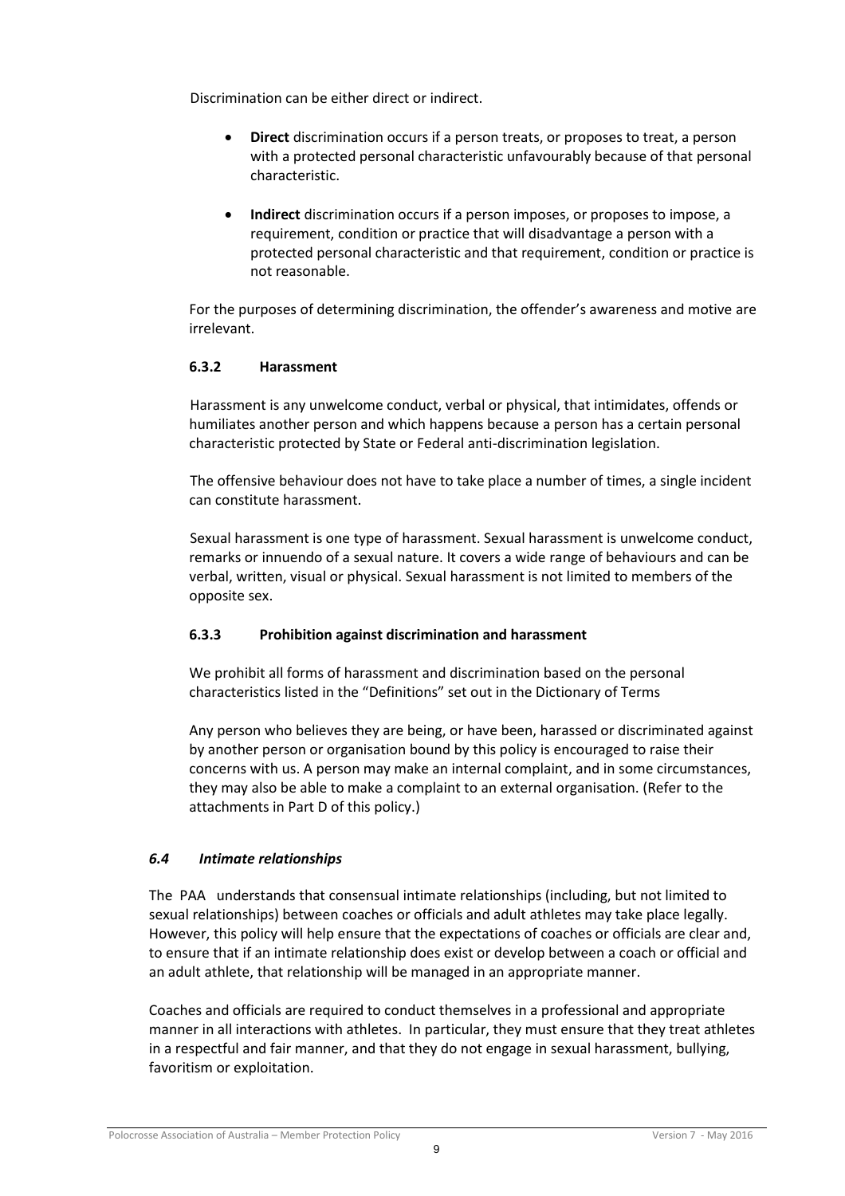Discrimination can be either direct or indirect.

- **Direct** discrimination occurs if a person treats, or proposes to treat, a person with a protected personal characteristic unfavourably because of that personal characteristic.
- **Indirect** discrimination occurs if a person imposes, or proposes to impose, a requirement, condition or practice that will disadvantage a person with a protected personal characteristic and that requirement, condition or practice is not reasonable.

For the purposes of determining discrimination, the offender's awareness and motive are irrelevant.

#### 6.3.2 Harassment

Harassment is any unwelcome conduct, verbal or physical, that intimidates, offends or humiliates another person and which happens because a person has a certain personal characteristic protected by State or Federal anti-discrimination legislation.

The offensive behaviour does not have to take place a number of times, a single incident can constitute harassment.

Sexual harassment is one type of harassment. Sexual harassment is unwelcome conduct, remarks or innuendo of a sexual nature. It covers a wide range of behaviours and can be verbal, written, visual or physical. Sexual harassment is not limited to members of the opposite sex.

#### 6.3.3 Prohibition against discrimination and harassment

We prohibit all forms of harassment and discrimination based on the personal characteristics listed in the "Definitions" set out in the Dictionary of Terms

Any person who believes they are being, or have been, harassed or discriminated against by another person or organisation bound by this policy is encouraged to raise their concerns with us. A person may make an internal complaint, and in some circumstances, they may also be able to make a complaint to an external organisation. (Refer to the attachments in Part D of this policy.)

### *6.4 Intimate relationships*

The PAA understands that consensual intimate relationships (including, but not limited to sexual relationships) between coaches or officials and adult athletes may take place legally. However, this policy will help ensure that the expectations of coaches or officials are clear and, to ensure that if an intimate relationship does exist or develop between a coach or official and an adult athlete, that relationship will be managed in an appropriate manner.

Coaches and officials are required to conduct themselves in a professional and appropriate manner in all interactions with athletes. In particular, they must ensure that they treat athletes in a respectful and fair manner, and that they do not engage in sexual harassment, bullying, favoritism or exploitation.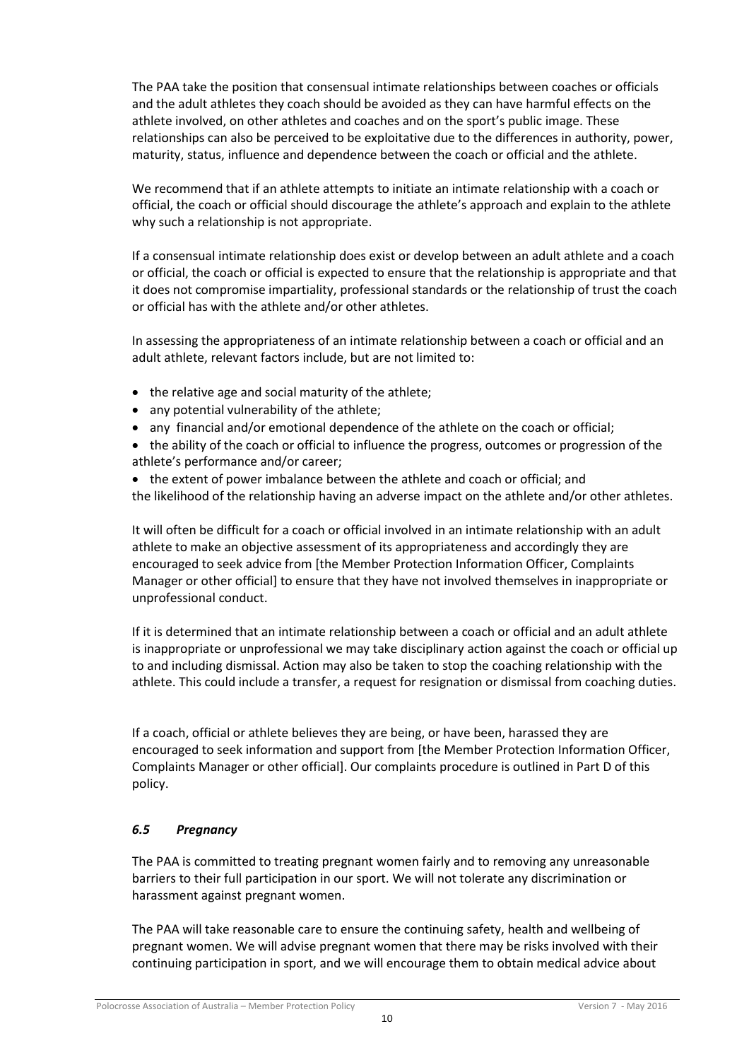The PAA take the position that consensual intimate relationships between coaches or officials and the adult athletes they coach should be avoided as they can have harmful effects on the athlete involved, on other athletes and coaches and on the sport's public image. These relationships can also be perceived to be exploitative due to the differences in authority, power, maturity, status, influence and dependence between the coach or official and the athlete.

We recommend that if an athlete attempts to initiate an intimate relationship with a coach or official, the coach or official should discourage the athlete's approach and explain to the athlete why such a relationship is not appropriate.

If a consensual intimate relationship does exist or develop between an adult athlete and a coach or official, the coach or official is expected to ensure that the relationship is appropriate and that it does not compromise impartiality, professional standards or the relationship of trust the coach or official has with the athlete and/or other athletes.

In assessing the appropriateness of an intimate relationship between a coach or official and an adult athlete, relevant factors include, but are not limited to:

- the relative age and social maturity of the athlete;
- any potential vulnerability of the athlete;
- any financial and/or emotional dependence of the athlete on the coach or official;
- the ability of the coach or official to influence the progress, outcomes or progression of the athlete's performance and/or career;
- the extent of power imbalance between the athlete and coach or official; and

the likelihood of the relationship having an adverse impact on the athlete and/or other athletes.

It will often be difficult for a coach or official involved in an intimate relationship with an adult athlete to make an objective assessment of its appropriateness and accordingly they are encouraged to seek advice from [the Member Protection Information Officer, Complaints Manager or other official] to ensure that they have not involved themselves in inappropriate or unprofessional conduct.

If it is determined that an intimate relationship between a coach or official and an adult athlete is inappropriate or unprofessional we may take disciplinary action against the coach or official up to and including dismissal. Action may also be taken to stop the coaching relationship with the athlete. This could include a transfer, a request for resignation or dismissal from coaching duties.

If a coach, official or athlete believes they are being, or have been, harassed they are encouraged to seek information and support from [the Member Protection Information Officer, Complaints Manager or other official]. Our complaints procedure is outlined in Part D of this policy.

### *6.5 Pregnancy*

The PAA is committed to treating pregnant women fairly and to removing any unreasonable barriers to their full participation in our sport. We will not tolerate any discrimination or harassment against pregnant women.

The PAA will take reasonable care to ensure the continuing safety, health and wellbeing of pregnant women. We will advise pregnant women that there may be risks involved with their continuing participation in sport, and we will encourage them to obtain medical advice about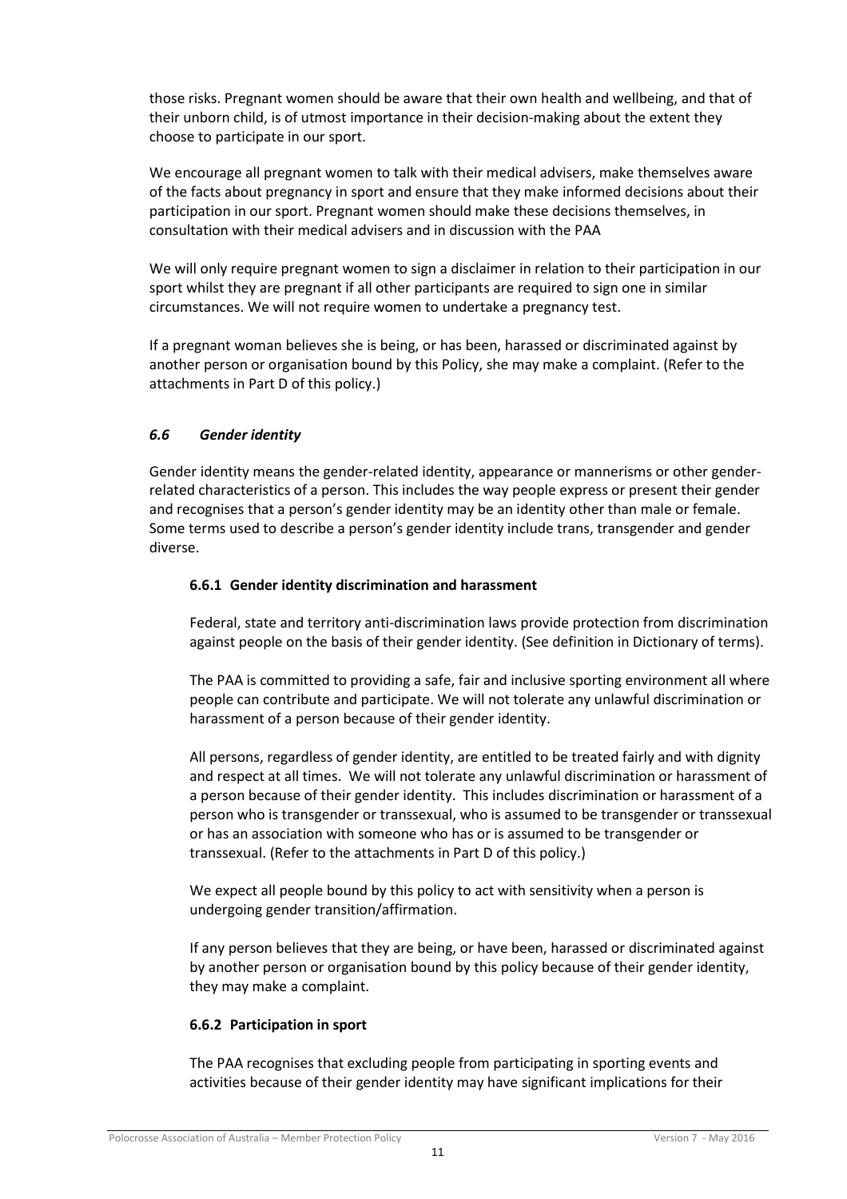those risks. Pregnant women should be aware that their own health and wellbeing, and that of their unborn child, is of utmost importance in their decision-making about the extent they choose to participate in our sport.

We encourage all pregnant women to talk with their medical advisers, make themselves aware of the facts about pregnancy in sport and ensure that they make informed decisions about their participation in our sport. Pregnant women should make these decisions themselves, in consultation with their medical advisers and in discussion with the PAA

We will only require pregnant women to sign a disclaimer in relation to their participation in our sport whilst they are pregnant if all other participants are required to sign one in similar circumstances. We will not require women to undertake a pregnancy test.

If a pregnant woman believes she is being, or has been, harassed or discriminated against by another person or organisation bound by this Policy, she may make a complaint. (Refer to the attachments in Part D of this policy.)

### *6.6 Gender identity*

Gender identity means the gender-related identity, appearance or mannerisms or other gender-related characteristics of a person. This includes the way people express or present their gender and recognises that a person's gender identity may be an identity other than male or female. Some terms used to describe a person's gender identity include trans, transgender and gender diverse.

#### 6.6.1 Gender identity discrimination and harassment

Federal, state and territory anti-discrimination laws provide protection from discrimination against people on the basis of their gender identity. (See definition in Dictionary of terms).

The PAA is committed to providing a safe, fair and inclusive sporting environment all where people can contribute and participate. We will not tolerate any unlawful discrimination or harassment of a person because of their gender identity.

All persons, regardless of gender identity, are entitled to be treated fairly and with dignity and respect at all times. We will not tolerate any unlawful discrimination or harassment of a person because of their gender identity. This includes discrimination or harassment of a person who is transgender or transsexual, who is assumed to be transgender or transsexual or has an association with someone who has or is assumed to be transgender or transsexual. (Refer to the attachments in Part D of this policy.)

We expect all people bound by this policy to act with sensitivity when a person is undergoing gender transition/affirmation.

If any person believes that they are being, or have been, harassed or discriminated against by another person or organisation bound by this policy because of their gender identity, they may make a complaint.

#### 6.6.2 Participation in sport

The PAA recognises that excluding people from participating in sporting events and activities because of their gender identity may have significant implications for their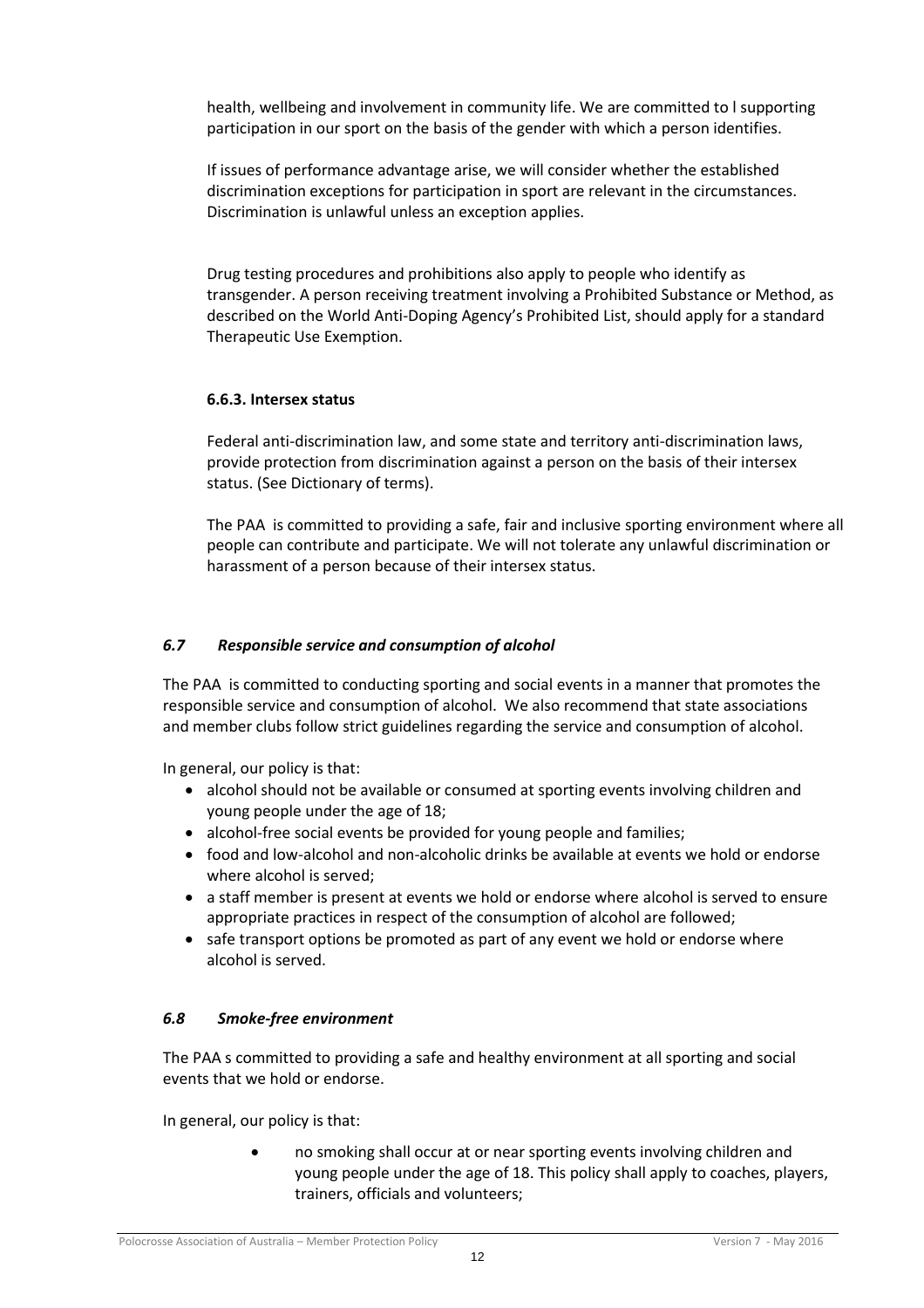health, wellbeing and involvement in community life. We are committed to l supporting participation in our sport on the basis of the gender with which a person identifies.

If issues of performance advantage arise, we will consider whether the established discrimination exceptions for participation in sport are relevant in the circumstances. Discrimination is unlawful unless an exception applies.

Drug testing procedures and prohibitions also apply to people who identify as transgender. A person receiving treatment involving a Prohibited Substance or Method, as described on the World Anti-Doping Agency's Prohibited List, should apply for a standard Therapeutic Use Exemption.

#### 6.6.3. Intersex status

Federal anti-discrimination law, and some state and territory anti-discrimination laws, provide protection from discrimination against a person on the basis of their intersex status. (See Dictionary of terms).

The PAA is committed to providing a safe, fair and inclusive sporting environment where all people can contribute and participate. We will not tolerate any unlawful discrimination or harassment of a person because of their intersex status.

### *6.7 Responsible service and consumption of alcohol*

The PAA is committed to conducting sporting and social events in a manner that promotes the responsible service and consumption of alcohol. We also recommend that state associations and member clubs follow strict guidelines regarding the service and consumption of alcohol.

In general, our policy is that:

- alcohol should not be available or consumed at sporting events involving children and young people under the age of 18;
- alcohol-free social events be provided for young people and families;
- food and low-alcohol and non-alcoholic drinks be available at events we hold or endorse where alcohol is served;
- a staff member is present at events we hold or endorse where alcohol is served to ensure appropriate practices in respect of the consumption of alcohol are followed;
- safe transport options be promoted as part of any event we hold or endorse where alcohol is served.

### *6.8 Smoke-free environment*

The PAA s committed to providing a safe and healthy environment at all sporting and social events that we hold or endorse.

In general, our policy is that:

- no smoking shall occur at or near sporting events involving children and young people under the age of 18. This policy shall apply to coaches, players, trainers, officials and volunteers;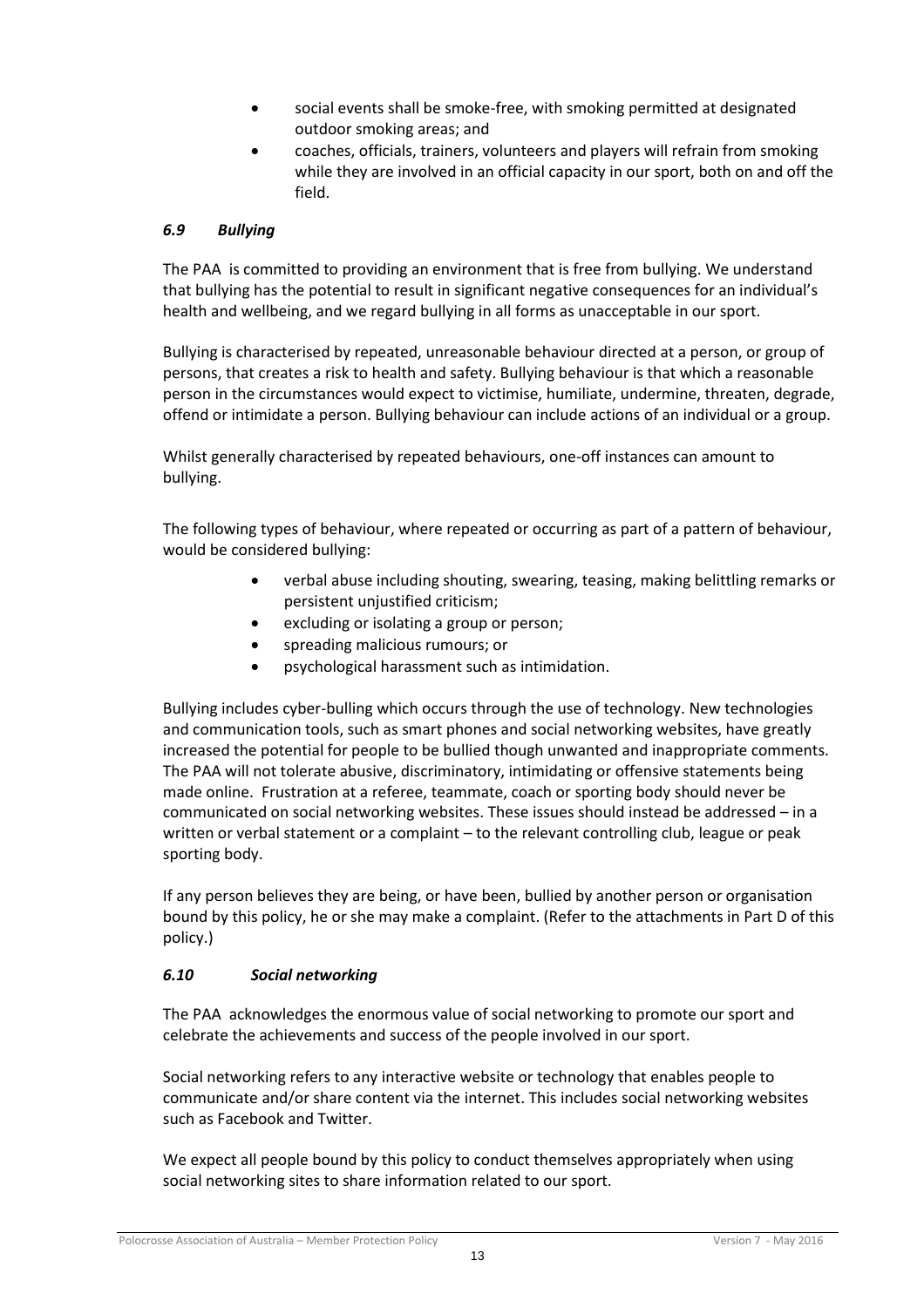- social events shall be smoke-free, with smoking permitted at designated outdoor smoking areas; and
- coaches, officials, trainers, volunteers and players will refrain from smoking while they are involved in an official capacity in our sport, both on and off the field.

### *6.9 Bullying*

The PAA is committed to providing an environment that is free from bullying. We understand that bullying has the potential to result in significant negative consequences for an individual's health and wellbeing, and we regard bullying in all forms as unacceptable in our sport.

Bullying is characterised by repeated, unreasonable behaviour directed at a person, or group of persons, that creates a risk to health and safety. Bullying behaviour is that which a reasonable person in the circumstances would expect to victimise, humiliate, undermine, threaten, degrade, offend or intimidate a person. Bullying behaviour can include actions of an individual or a group.

Whilst generally characterised by repeated behaviours, one-off instances can amount to bullying.

The following types of behaviour, where repeated or occurring as part of a pattern of behaviour, would be considered bullying:

- verbal abuse including shouting, swearing, teasing, making belittling remarks or persistent unjustified criticism;
- excluding or isolating a group or person;
- spreading malicious rumours; or
- psychological harassment such as intimidation.

Bullying includes cyber-bulling which occurs through the use of technology. New technologies and communication tools, such as smart phones and social networking websites, have greatly increased the potential for people to be bullied though unwanted and inappropriate comments. The PAA will not tolerate abusive, discriminatory, intimidating or offensive statements being made online. Frustration at a referee, teammate, coach or sporting body should never be communicated on social networking websites. These issues should instead be addressed – in a written or verbal statement or a complaint – to the relevant controlling club, league or peak sporting body.

If any person believes they are being, or have been, bullied by another person or organisation bound by this policy, he or she may make a complaint. (Refer to the attachments in Part D of this policy.)

### *6.10 Social networking*

The PAA acknowledges the enormous value of social networking to promote our sport and celebrate the achievements and success of the people involved in our sport.

Social networking refers to any interactive website or technology that enables people to communicate and/or share content via the internet. This includes social networking websites such as Facebook and Twitter.

We expect all people bound by this policy to conduct themselves appropriately when using social networking sites to share information related to our sport.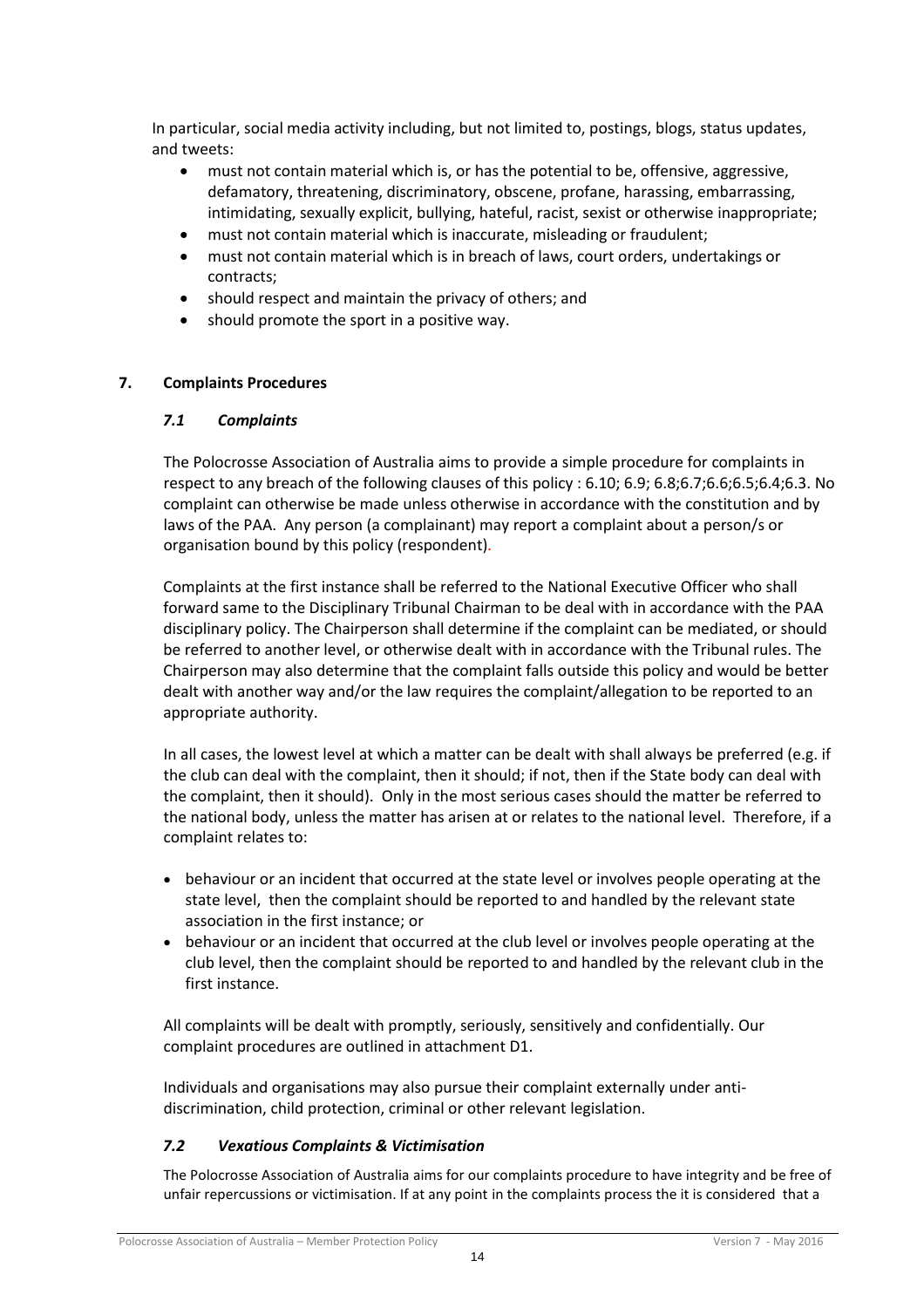In particular, social media activity including, but not limited to, postings, blogs, status updates, and tweets:

- must not contain material which is, or has the potential to be, offensive, aggressive, defamatory, threatening, discriminatory, obscene, profane, harassing, embarrassing, intimidating, sexually explicit, bullying, hateful, racist, sexist or otherwise inappropriate;
- must not contain material which is inaccurate, misleading or fraudulent;
- must not contain material which is in breach of laws, court orders, undertakings or contracts;
- should respect and maintain the privacy of others; and
- should promote the sport in a positive way.

## 7. Complaints Procedures

### *7.1 Complaints*

The Polocrosse Association of Australia aims to provide a simple procedure for complaints in respect to any breach of the following clauses of this policy : 6.10; 6.9; 6.8;6.7;6.6;6.5;6.4;6.3. No complaint can otherwise be made unless otherwise in accordance with the constitution and by laws of the PAA. Any person (a complainant) may report a complaint about a person/s or organisation bound by this policy (respondent).

Complaints at the first instance shall be referred to the National Executive Officer who shall forward same to the Disciplinary Tribunal Chairman to be deal with in accordance with the PAA disciplinary policy. The Chairperson shall determine if the complaint can be mediated, or should be referred to another level, or otherwise dealt with in accordance with the Tribunal rules. The Chairperson may also determine that the complaint falls outside this policy and would be better dealt with another way and/or the law requires the complaint/allegation to be reported to an appropriate authority.

In all cases, the lowest level at which a matter can be dealt with shall always be preferred (e.g. if the club can deal with the complaint, then it should; if not, then if the State body can deal with the complaint, then it should). Only in the most serious cases should the matter be referred to the national body, unless the matter has arisen at or relates to the national level. Therefore, if a complaint relates to:

- behaviour or an incident that occurred at the state level or involves people operating at the state level, then the complaint should be reported to and handled by the relevant state association in the first instance; or
- behaviour or an incident that occurred at the club level or involves people operating at the club level, then the complaint should be reported to and handled by the relevant club in the first instance.

All complaints will be dealt with promptly, seriously, sensitively and confidentially. Our complaint procedures are outlined in attachment D1.

Individuals and organisations may also pursue their complaint externally under anti-discrimination, child protection, criminal or other relevant legislation.

### *7.2 Vexatious Complaints & Victimisation*

The Polocrosse Association of Australia aims for our complaints procedure to have integrity and be free of unfair repercussions or victimisation. If at any point in the complaints process the it is considered that a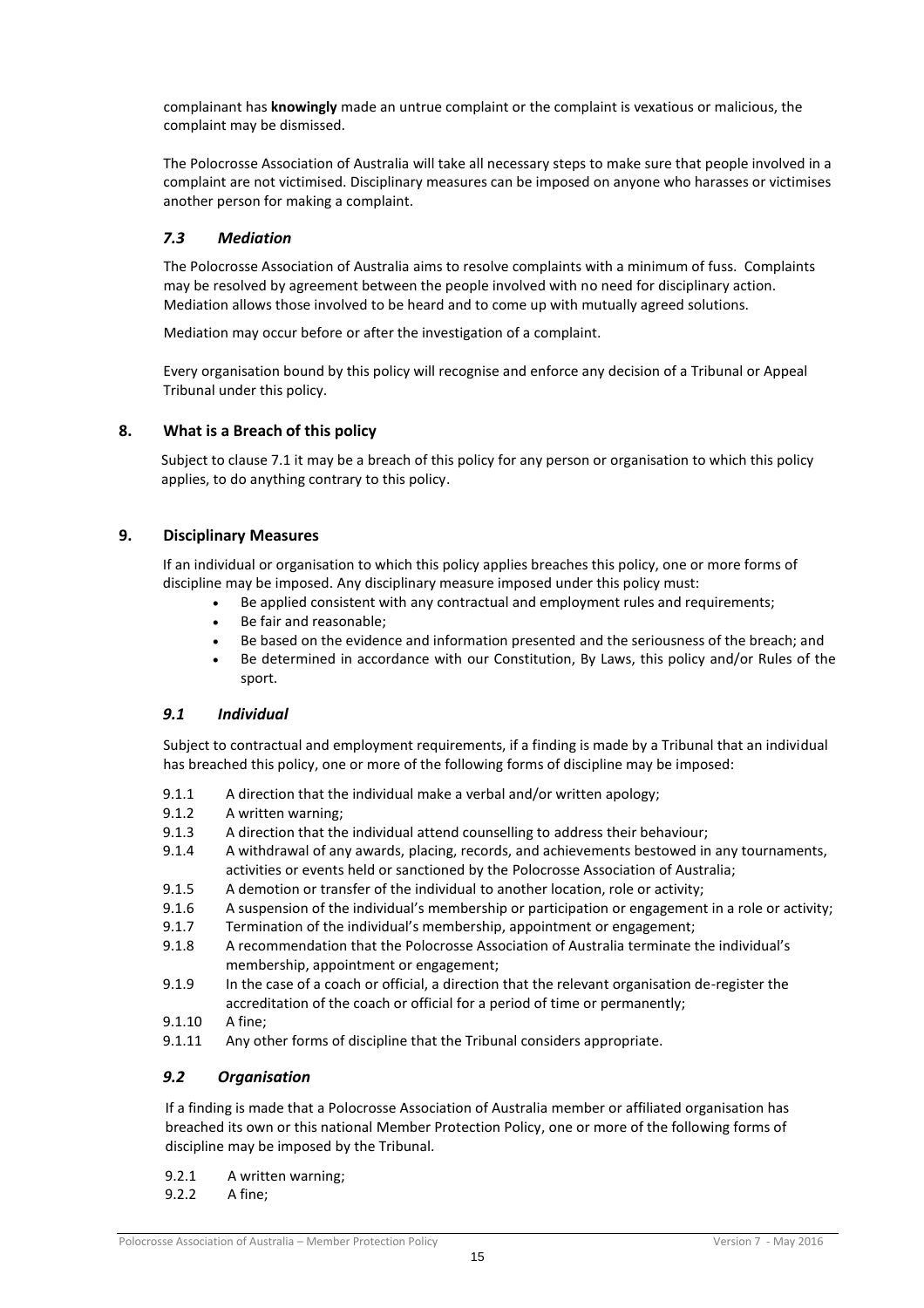complainant has **knowingly** made an untrue complaint or the complaint is vexatious or malicious, the complaint may be dismissed.

The Polocrosse Association of Australia will take all necessary steps to make sure that people involved in a complaint are not victimised. Disciplinary measures can be imposed on anyone who harasses or victimises another person for making a complaint.

### *7.3 Mediation*

The Polocrosse Association of Australia aims to resolve complaints with a minimum of fuss. Complaints may be resolved by agreement between the people involved with no need for disciplinary action. Mediation allows those involved to be heard and to come up with mutually agreed solutions.

Mediation may occur before or after the investigation of a complaint.

Every organisation bound by this policy will recognise and enforce any decision of a Tribunal or Appeal Tribunal under this policy.

## 8. What is a Breach of this policy

Subject to clause 7.1 it may be a breach of this policy for any person or organisation to which this policy applies, to do anything contrary to this policy.

## 9. Disciplinary Measures

If an individual or organisation to which this policy applies breaches this policy, one or more forms of discipline may be imposed. Any disciplinary measure imposed under this policy must:

- Be applied consistent with any contractual and employment rules and requirements;
- Be fair and reasonable;
- Be based on the evidence and information presented and the seriousness of the breach; and
- Be determined in accordance with our Constitution, By Laws, this policy and/or Rules of the sport.

### *9.1 Individual*

Subject to contractual and employment requirements, if a finding is made by a Tribunal that an individual has breached this policy, one or more of the following forms of discipline may be imposed:

9.1.1 A direction that the individual make a verbal and/or written apology;

9.1.2 A written warning;

9.1.3 A direction that the individual attend counselling to address their behaviour;

9.1.4 A withdrawal of any awards, placing, records, and achievements bestowed in any tournaments, activities or events held or sanctioned by the Polocrosse Association of Australia;

9.1.5 A demotion or transfer of the individual to another location, role or activity;

9.1.6 A suspension of the individual's membership or participation or engagement in a role or activity;

9.1.7 Termination of the individual's membership, appointment or engagement;

9.1.8 A recommendation that the Polocrosse Association of Australia terminate the individual's membership, appointment or engagement;

9.1.9 In the case of a coach or official, a direction that the relevant organisation de-register the accreditation of the coach or official for a period of time or permanently;

9.1.10 A fine;

9.1.11 Any other forms of discipline that the Tribunal considers appropriate.

### *9.2 Organisation*

If a finding is made that a Polocrosse Association of Australia member or affiliated organisation has breached its own or this national Member Protection Policy, one or more of the following forms of discipline may be imposed by the Tribunal.

9.2.1 A written warning;

9.2.2 A fine;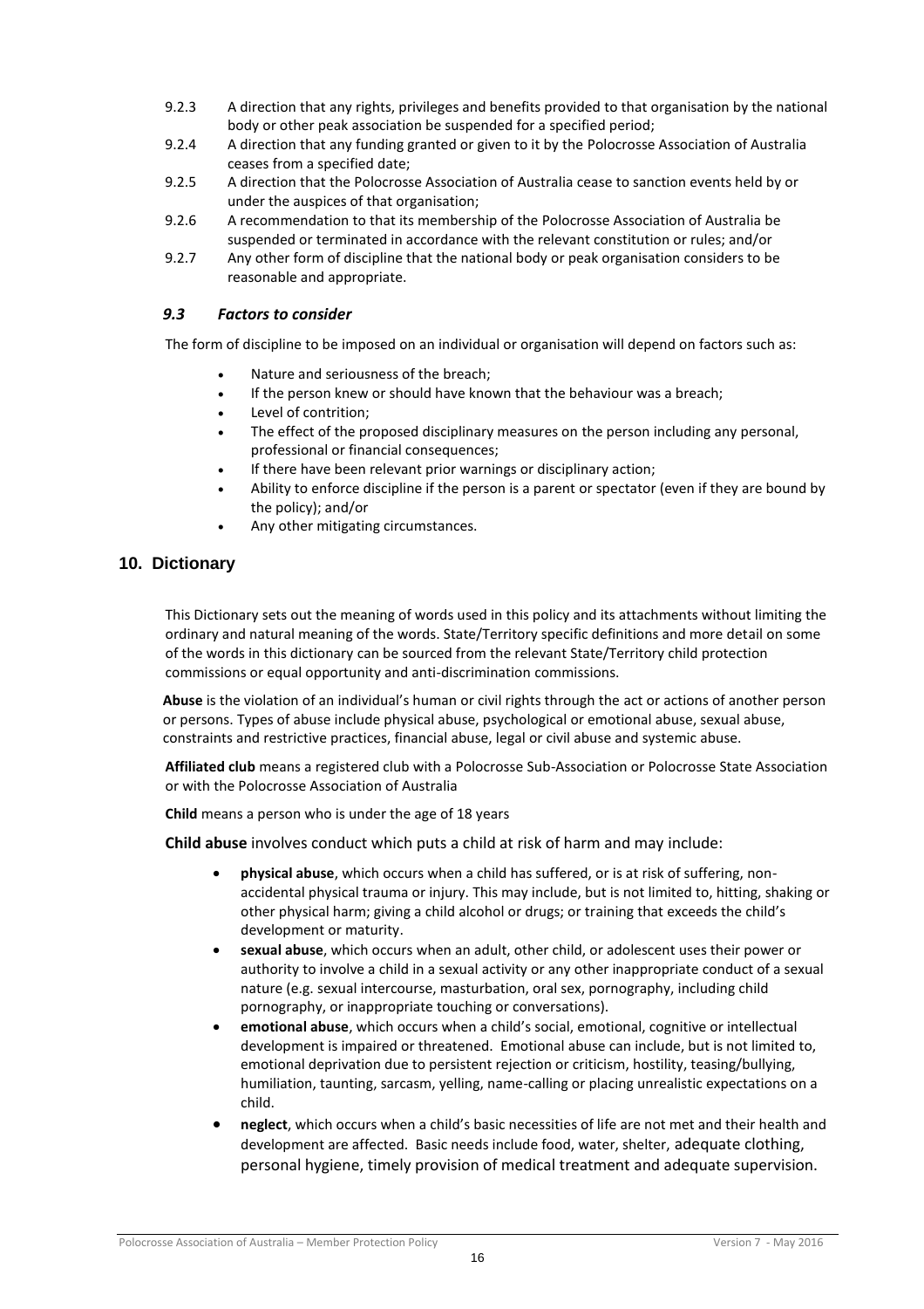9.2.3 A direction that any rights, privileges and benefits provided to that organisation by the national body or other peak association be suspended for a specified period;

9.2.4 A direction that any funding granted or given to it by the Polocrosse Association of Australia ceases from a specified date;

9.2.5 A direction that the Polocrosse Association of Australia cease to sanction events held by or under the auspices of that organisation;

9.2.6 A recommendation to that its membership of the Polocrosse Association of Australia be suspended or terminated in accordance with the relevant constitution or rules; and/or

9.2.7 Any other form of discipline that the national body or peak organisation considers to be reasonable and appropriate.

### *9.3 Factors to consider*

The form of discipline to be imposed on an individual or organisation will depend on factors such as:

- Nature and seriousness of the breach;
- If the person knew or should have known that the behaviour was a breach;
- Level of contrition;
- The effect of the proposed disciplinary measures on the person including any personal, professional or financial consequences;
- If there have been relevant prior warnings or disciplinary action;
- Ability to enforce discipline if the person is a parent or spectator (even if they are bound by the policy); and/or
- Any other mitigating circumstances.

## 10. Dictionary

This Dictionary sets out the meaning of words used in this policy and its attachments without limiting the ordinary and natural meaning of the words. State/Territory specific definitions and more detail on some of the words in this dictionary can be sourced from the relevant State/Territory child protection commissions or equal opportunity and anti-discrimination commissions.

**Abuse** is the violation of an individual's human or civil rights through the act or actions of another person or persons. Types of abuse include physical abuse, psychological or emotional abuse, sexual abuse, constraints and restrictive practices, financial abuse, legal or civil abuse and systemic abuse.

**Affiliated club** means a registered club with a Polocrosse Sub-Association or Polocrosse State Association or with the Polocrosse Association of Australia

**Child** means a person who is under the age of 18 years

**Child abuse** involves conduct which puts a child at risk of harm and may include:

- **physical abuse**, which occurs when a child has suffered, or is at risk of suffering, non-accidental physical trauma or injury. This may include, but is not limited to, hitting, shaking or other physical harm; giving a child alcohol or drugs; or training that exceeds the child's development or maturity.
- **sexual abuse**, which occurs when an adult, other child, or adolescent uses their power or authority to involve a child in a sexual activity or any other inappropriate conduct of a sexual nature (e.g. sexual intercourse, masturbation, oral sex, pornography, including child pornography, or inappropriate touching or conversations).
- **emotional abuse**, which occurs when a child's social, emotional, cognitive or intellectual development is impaired or threatened. Emotional abuse can include, but is not limited to, emotional deprivation due to persistent rejection or criticism, hostility, teasing/bullying, humiliation, taunting, sarcasm, yelling, name-calling or placing unrealistic expectations on a child.
- **neglect**, which occurs when a child's basic necessities of life are not met and their health and development are affected. Basic needs include food, water, shelter, adequate clothing, personal hygiene, timely provision of medical treatment and adequate supervision.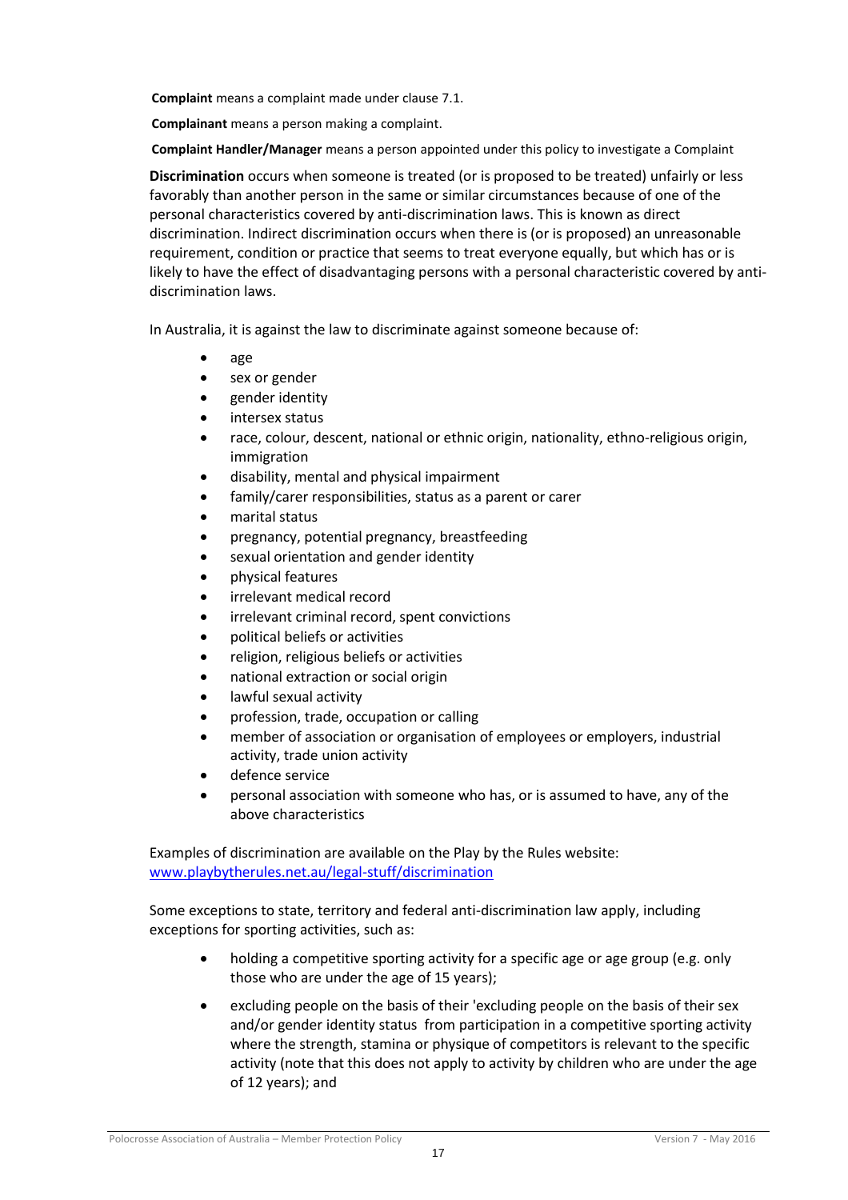**Complaint** means a complaint made under clause 7.1.

**Complainant** means a person making a complaint.

**Complaint Handler/Manager** means a person appointed under this policy to investigate a Complaint

**Discrimination** occurs when someone is treated (or is proposed to be treated) unfairly or less favorably than another person in the same or similar circumstances because of one of the personal characteristics covered by anti-discrimination laws. This is known as direct discrimination. Indirect discrimination occurs when there is (or is proposed) an unreasonable requirement, condition or practice that seems to treat everyone equally, but which has or is likely to have the effect of disadvantaging persons with a personal characteristic covered by anti-discrimination laws.

In Australia, it is against the law to discriminate against someone because of:

- age
- sex or gender
- gender identity
- intersex status
- race, colour, descent, national or ethnic origin, nationality, ethno-religious origin, immigration
- disability, mental and physical impairment
- family/carer responsibilities, status as a parent or carer
- marital status
- pregnancy, potential pregnancy, breastfeeding
- sexual orientation and gender identity
- physical features
- irrelevant medical record
- irrelevant criminal record, spent convictions
- political beliefs or activities
- religion, religious beliefs or activities
- national extraction or social origin
- lawful sexual activity
- profession, trade, occupation or calling
- member of association or organisation of employees or employers, industrial activity, trade union activity
- defence service
- personal association with someone who has, or is assumed to have, any of the above characteristics

Examples of discrimination are available on the Play by the Rules website: [www.playbytherules.net.au/legal-stuff/discrimination](www.playbytherules.net.au/legal-stuff/discrimination)

Some exceptions to state, territory and federal anti-discrimination law apply, including exceptions for sporting activities, such as:

- holding a competitive sporting activity for a specific age or age group (e.g. only those who are under the age of 15 years);
- excluding people on the basis of their 'excluding people on the basis of their sex and/or gender identity status from participation in a competitive sporting activity where the strength, stamina or physique of competitors is relevant to the specific activity (note that this does not apply to activity by children who are under the age of 12 years); and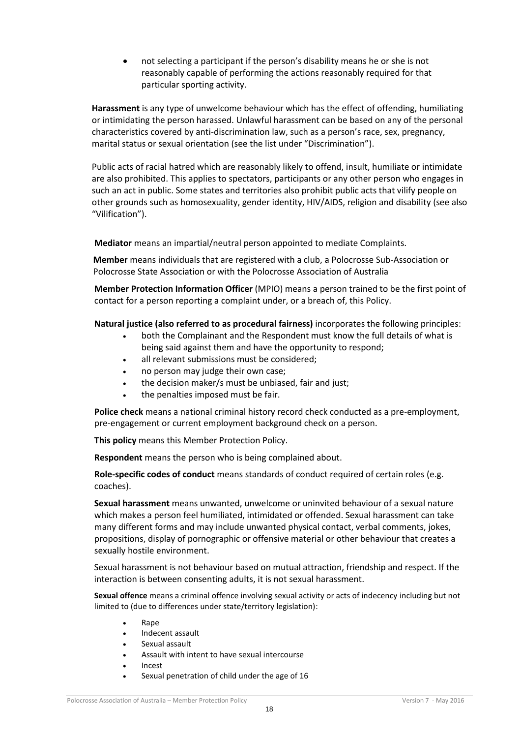- not selecting a participant if the person's disability means he or she is not reasonably capable of performing the actions reasonably required for that particular sporting activity.

**Harassment** is any type of unwelcome behaviour which has the effect of offending, humiliating or intimidating the person harassed. Unlawful harassment can be based on any of the personal characteristics covered by anti-discrimination law, such as a person's race, sex, pregnancy, marital status or sexual orientation (see the list under "Discrimination").

Public acts of racial hatred which are reasonably likely to offend, insult, humiliate or intimidate are also prohibited. This applies to spectators, participants or any other person who engages in such an act in public. Some states and territories also prohibit public acts that vilify people on other grounds such as homosexuality, gender identity, HIV/AIDS, religion and disability (see also "Vilification").

**Mediator** means an impartial/neutral person appointed to mediate Complaints.

**Member** means individuals that are registered with a club, a Polocrosse Sub-Association or Polocrosse State Association or with the Polocrosse Association of Australia

**Member Protection Information Officer** (MPIO) means a person trained to be the first point of contact for a person reporting a complaint under, or a breach of, this Policy.

**Natural justice (also referred to as procedural fairness)** incorporates the following principles:

- both the Complainant and the Respondent must know the full details of what is being said against them and have the opportunity to respond;
- all relevant submissions must be considered;
- no person may judge their own case;
- the decision maker/s must be unbiased, fair and just;
- the penalties imposed must be fair.

**Police check** means a national criminal history record check conducted as a pre-employment, pre-engagement or current employment background check on a person.

**This policy** means this Member Protection Policy.

**Respondent** means the person who is being complained about.

**Role-specific codes of conduct** means standards of conduct required of certain roles (e.g. coaches).

**Sexual harassment** means unwanted, unwelcome or uninvited behaviour of a sexual nature which makes a person feel humiliated, intimidated or offended. Sexual harassment can take many different forms and may include unwanted physical contact, verbal comments, jokes, propositions, display of pornographic or offensive material or other behaviour that creates a sexually hostile environment.

Sexual harassment is not behaviour based on mutual attraction, friendship and respect. If the interaction is between consenting adults, it is not sexual harassment.

**Sexual offence** means a criminal offence involving sexual activity or acts of indecency including but not limited to (due to differences under state/territory legislation):

- Rape
- Indecent assault
- Sexual assault
- Assault with intent to have sexual intercourse
- Incest
- Sexual penetration of child under the age of 16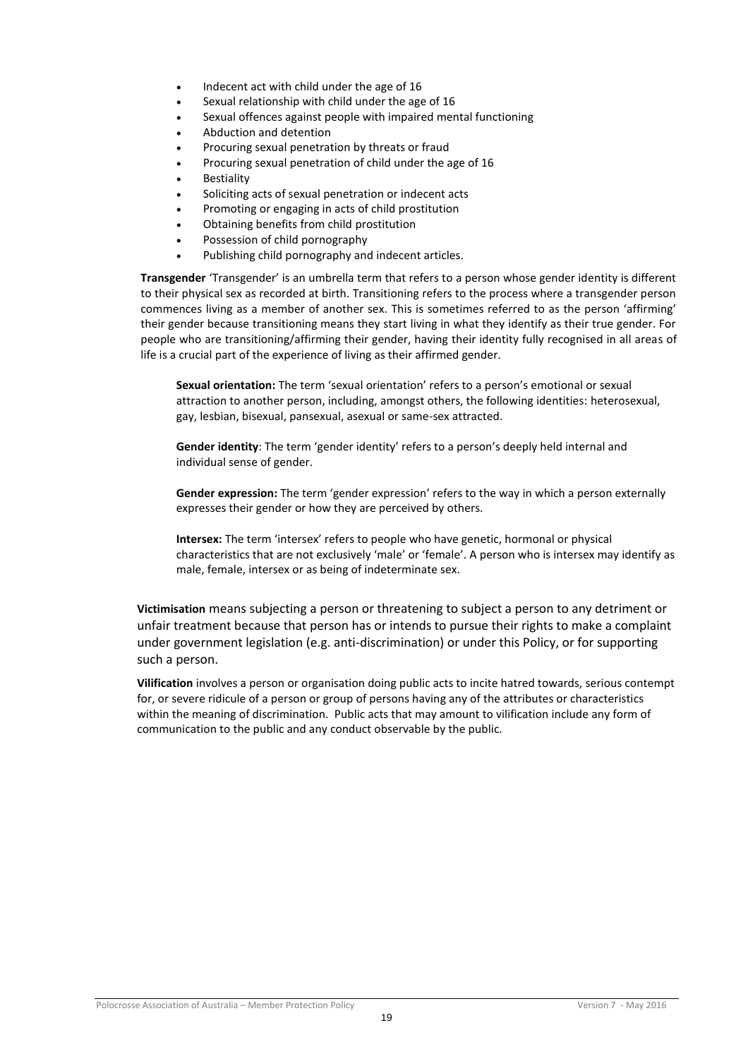- Indecent act with child under the age of 16
- Sexual relationship with child under the age of 16
- Sexual offences against people with impaired mental functioning
- Abduction and detention
- Procuring sexual penetration by threats or fraud
- Procuring sexual penetration of child under the age of 16
- Bestiality
- Soliciting acts of sexual penetration or indecent acts
- Promoting or engaging in acts of child prostitution
- Obtaining benefits from child prostitution
- Possession of child pornography
- Publishing child pornography and indecent articles.

**Transgender** 'Transgender' is an umbrella term that refers to a person whose gender identity is different to their physical sex as recorded at birth. Transitioning refers to the process where a transgender person commences living as a member of another sex. This is sometimes referred to as the person 'affirming' their gender because transitioning means they start living in what they identify as their true gender. For people who are transitioning/affirming their gender, having their identity fully recognised in all areas of life is a crucial part of the experience of living as their affirmed gender.

**Sexual orientation:** The term 'sexual orientation' refers to a person's emotional or sexual attraction to another person, including, amongst others, the following identities: heterosexual, gay, lesbian, bisexual, pansexual, asexual or same-sex attracted.

**Gender identity**: The term 'gender identity' refers to a person's deeply held internal and individual sense of gender.

**Gender expression:** The term 'gender expression' refers to the way in which a person externally expresses their gender or how they are perceived by others.

**Intersex:** The term 'intersex' refers to people who have genetic, hormonal or physical characteristics that are not exclusively 'male' or 'female'. A person who is intersex may identify as male, female, intersex or as being of indeterminate sex.

**Victimisation** means subjecting a person or threatening to subject a person to any detriment or unfair treatment because that person has or intends to pursue their rights to make a complaint under government legislation (e.g. anti-discrimination) or under this Policy, or for supporting such a person.

**Vilification** involves a person or organisation doing public acts to incite hatred towards, serious contempt for, or severe ridicule of a person or group of persons having any of the attributes or characteristics within the meaning of discrimination. Public acts that may amount to vilification include any form of communication to the public and any conduct observable by the public.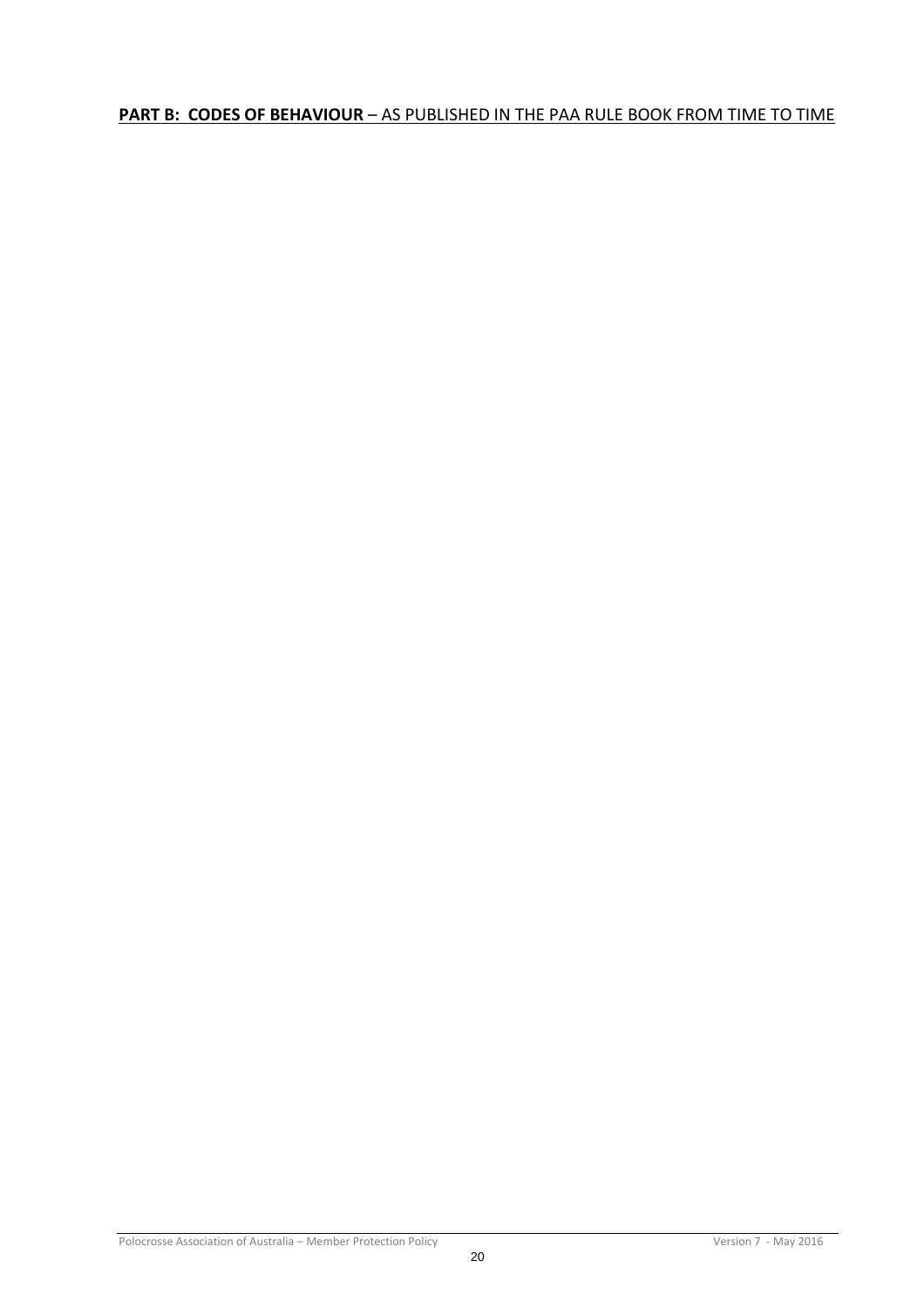**PART B: CODES OF BEHAVIOUR** – AS PUBLISHED IN THE PAA RULE BOOK FROM TIME TO TIME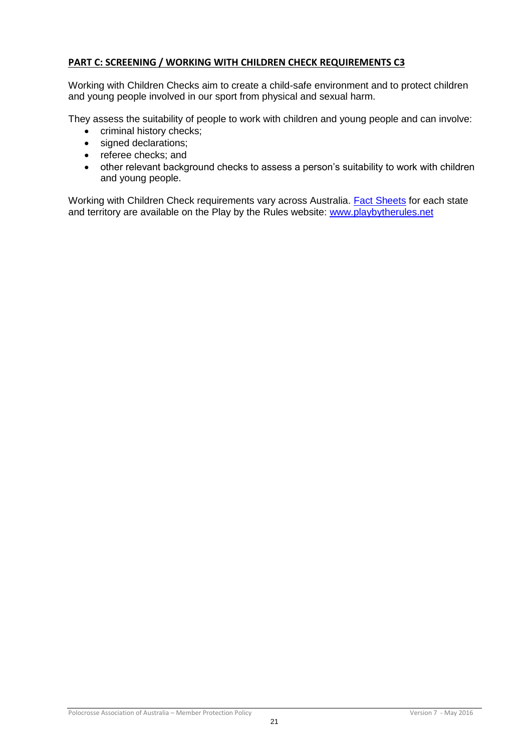## PART C: SCREENING / WORKING WITH CHILDREN CHECK REQUIREMENTS C3

Working with Children Checks aim to create a child-safe environment and to protect children and young people involved in our sport from physical and sexual harm.

They assess the suitability of people to work with children and young people and can involve:

- criminal history checks;
- signed declarations;
- referee checks; and
- other relevant background checks to assess a person's suitability to work with children and young people.

Working with Children Check requirements vary across Australia. Fact Sheets for each state and territory are available on the Play by the Rules website: www.playbytherules.net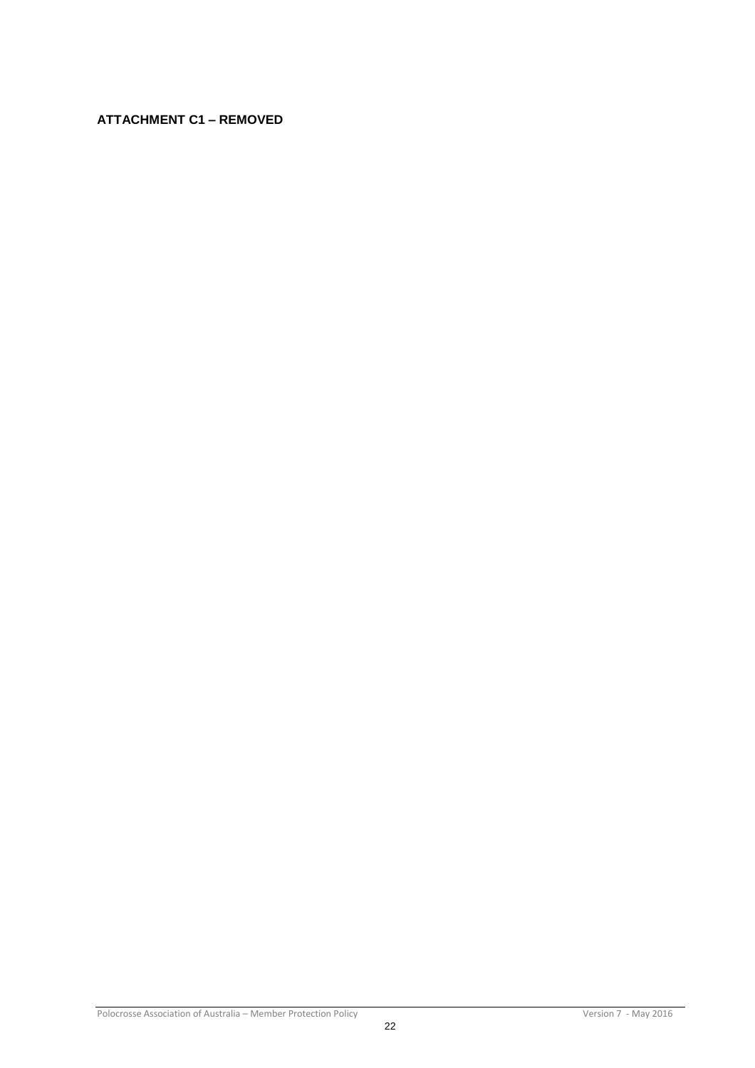**ATTACHMENT C1 – REMOVED**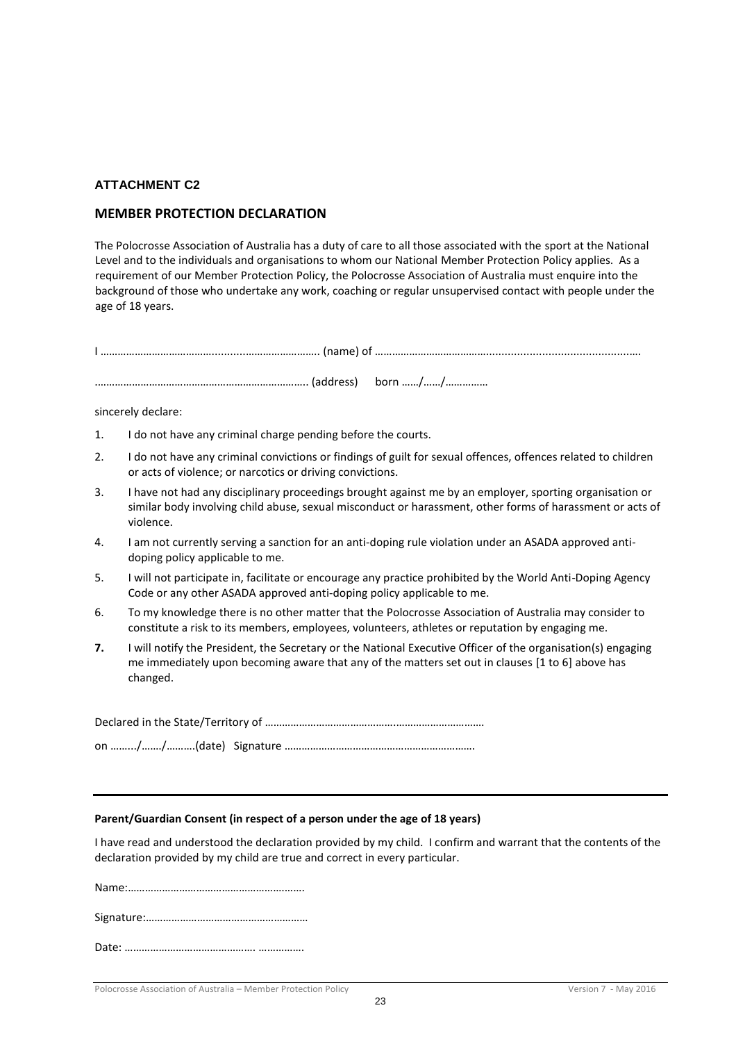#### ATTACHMENT C2

## MEMBER PROTECTION DECLARATION

The Polocrosse Association of Australia has a duty of care to all those associated with the sport at the National Level and to the individuals and organisations to whom our National Member Protection Policy applies. As a requirement of our Member Protection Policy, the Polocrosse Association of Australia must enquire into the background of those who undertake any work, coaching or regular unsupervised contact with people under the age of 18 years.

I ……………………………………...........……………………. (name) of ……………………………………..............................................

……………………………………………………………….. (address) born ……/……/……………

sincerely declare:

1. I do not have any criminal charge pending before the courts.
2. I do not have any criminal convictions or findings of guilt for sexual offences, offences related to children or acts of violence; or narcotics or driving convictions.
3. I have not had any disciplinary proceedings brought against me by an employer, sporting organisation or similar body involving child abuse, sexual misconduct or harassment, other forms of harassment or acts of violence.
4. I am not currently serving a sanction for an anti-doping rule violation under an ASADA approved anti-doping policy applicable to me.
5. I will not participate in, facilitate or encourage any practice prohibited by the World Anti-Doping Agency Code or any other ASADA approved anti-doping policy applicable to me.
6. To my knowledge there is no other matter that the Polocrosse Association of Australia may consider to constitute a risk to its members, employees, volunteers, athletes or reputation by engaging me.
7. I will notify the President, the Secretary or the National Executive Officer of the organisation(s) engaging me immediately upon becoming aware that any of the matters set out in clauses [1 to 6] above has changed.

Declared in the State/Territory of ………………………………………..……………………………

on ……../……./……….(date) Signature ………………………………………………………….

---

**Parent/Guardian Consent (in respect of a person under the age of 18 years)**

I have read and understood the declaration provided by my child. I confirm and warrant that the contents of the declaration provided by my child are true and correct in every particular.

Name:…………………………………………………….

Signature:…………………………………………………

Date: ……………………………………. …………….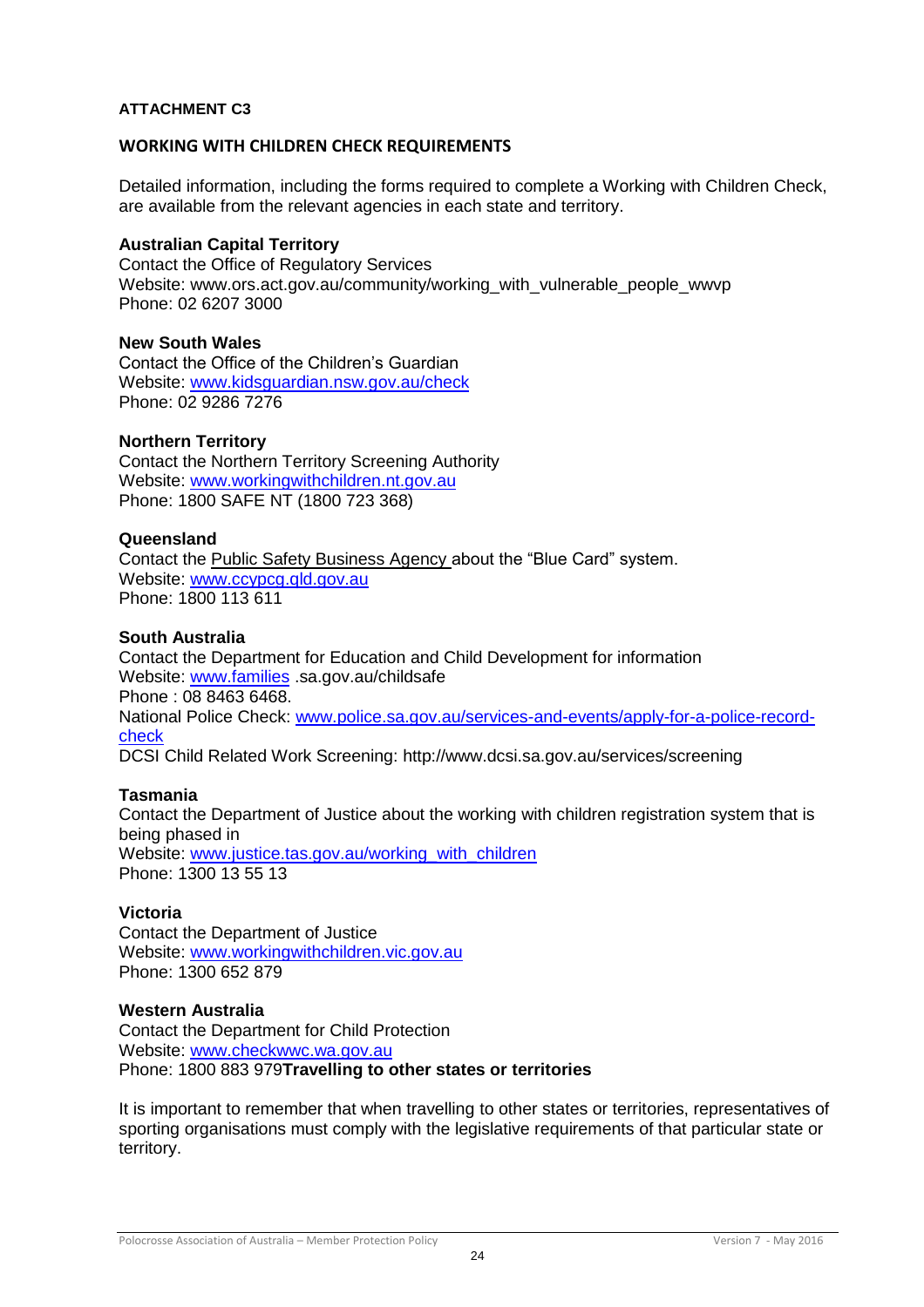**ATTACHMENT C3**

## WORKING WITH CHILDREN CHECK REQUIREMENTS

Detailed information, including the forms required to complete a Working with Children Check, are available from the relevant agencies in each state and territory.

**Australian Capital Territory**
Contact the Office of Regulatory Services
Website: www.ors.act.gov.au/community/working_with_vulnerable_people_wwvp
Phone: 02 6207 3000

**New South Wales**
Contact the Office of the Children's Guardian
Website: www.kidsguardian.nsw.gov.au/check
Phone: 02 9286 7276

**Northern Territory**
Contact the Northern Territory Screening Authority
Website: www.workingwithchildren.nt.gov.au
Phone: 1800 SAFE NT (1800 723 368)

**Queensland**
Contact the Public Safety Business Agency about the "Blue Card" system.
Website: www.ccypcg.qld.gov.au
Phone: 1800 113 611

**South Australia**
Contact the Department for Education and Child Development for information
Website: www.families .sa.gov.au/childsafe
Phone : 08 8463 6468.
National Police Check: www.police.sa.gov.au/services-and-events/apply-for-a-police-record-check
DCSI Child Related Work Screening: http://www.dcsi.sa.gov.au/services/screening

**Tasmania**
Contact the Department of Justice about the working with children registration system that is being phased in
Website: www.justice.tas.gov.au/working_with_children
Phone: 1300 13 55 13

**Victoria**
Contact the Department of Justice
Website: www.workingwithchildren.vic.gov.au
Phone: 1300 652 879

**Western Australia**
Contact the Department for Child Protection
Website: www.checkwwc.wa.gov.au
Phone: 1800 883 979

**Travelling to other states or territories**

It is important to remember that when travelling to other states or territories, representatives of sporting organisations must comply with the legislative requirements of that particular state or territory.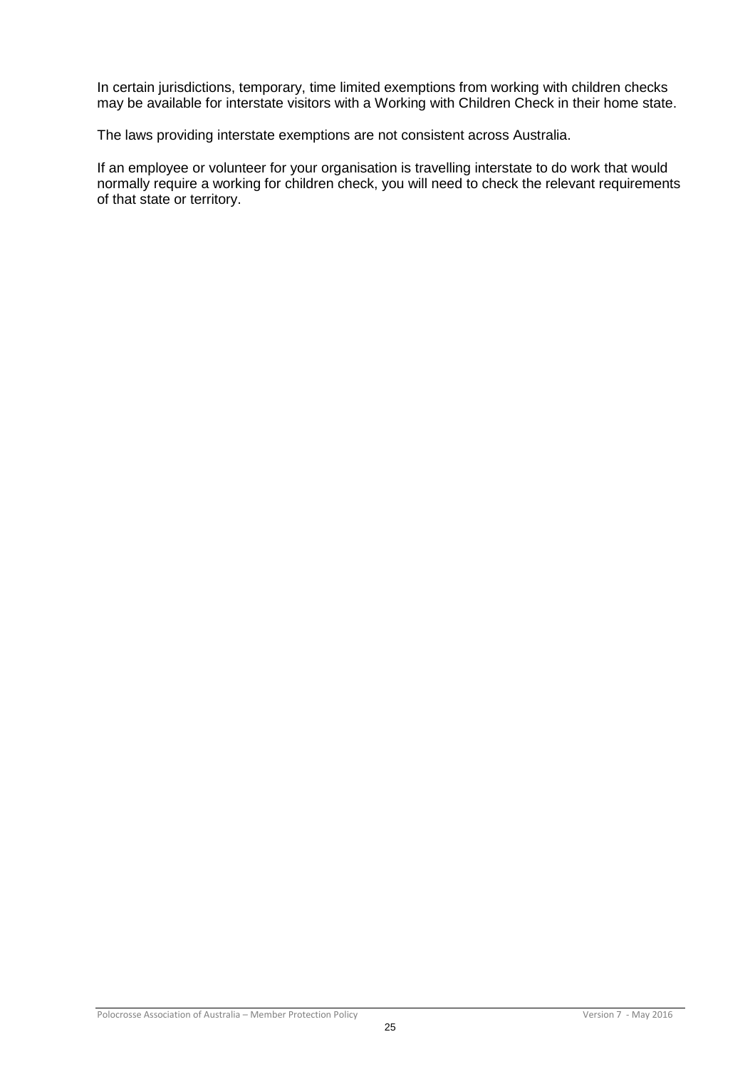In certain jurisdictions, temporary, time limited exemptions from working with children checks may be available for interstate visitors with a Working with Children Check in their home state.

The laws providing interstate exemptions are not consistent across Australia.

If an employee or volunteer for your organisation is travelling interstate to do work that would normally require a working for children check, you will need to check the relevant requirements of that state or territory.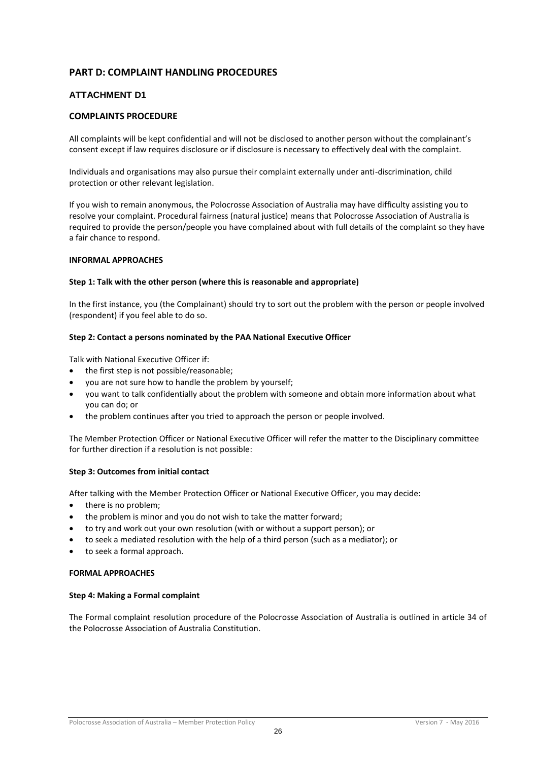## PART D: COMPLAINT HANDLING PROCEDURES

### ATTACHMENT D1

### COMPLAINTS PROCEDURE

All complaints will be kept confidential and will not be disclosed to another person without the complainant's consent except if law requires disclosure or if disclosure is necessary to effectively deal with the complaint.

Individuals and organisations may also pursue their complaint externally under anti-discrimination, child protection or other relevant legislation.

If you wish to remain anonymous, the Polocrosse Association of Australia may have difficulty assisting you to resolve your complaint. Procedural fairness (natural justice) means that Polocrosse Association of Australia is required to provide the person/people you have complained about with full details of the complaint so they have a fair chance to respond.

**INFORMAL APPROACHES**

**Step 1: Talk with the other person (where this is reasonable and appropriate)**

In the first instance, you (the Complainant) should try to sort out the problem with the person or people involved (respondent) if you feel able to do so.

**Step 2: Contact a persons nominated by the PAA National Executive Officer**

Talk with National Executive Officer if:

- the first step is not possible/reasonable;
- you are not sure how to handle the problem by yourself;
- you want to talk confidentially about the problem with someone and obtain more information about what you can do; or
- the problem continues after you tried to approach the person or people involved.

The Member Protection Officer or National Executive Officer will refer the matter to the Disciplinary committee for further direction if a resolution is not possible:

**Step 3: Outcomes from initial contact**

After talking with the Member Protection Officer or National Executive Officer, you may decide:

- there is no problem;
- the problem is minor and you do not wish to take the matter forward;
- to try and work out your own resolution (with or without a support person); or
- to seek a mediated resolution with the help of a third person (such as a mediator); or
- to seek a formal approach.

**FORMAL APPROACHES**

**Step 4: Making a Formal complaint**

The Formal complaint resolution procedure of the Polocrosse Association of Australia is outlined in article 34 of the Polocrosse Association of Australia Constitution.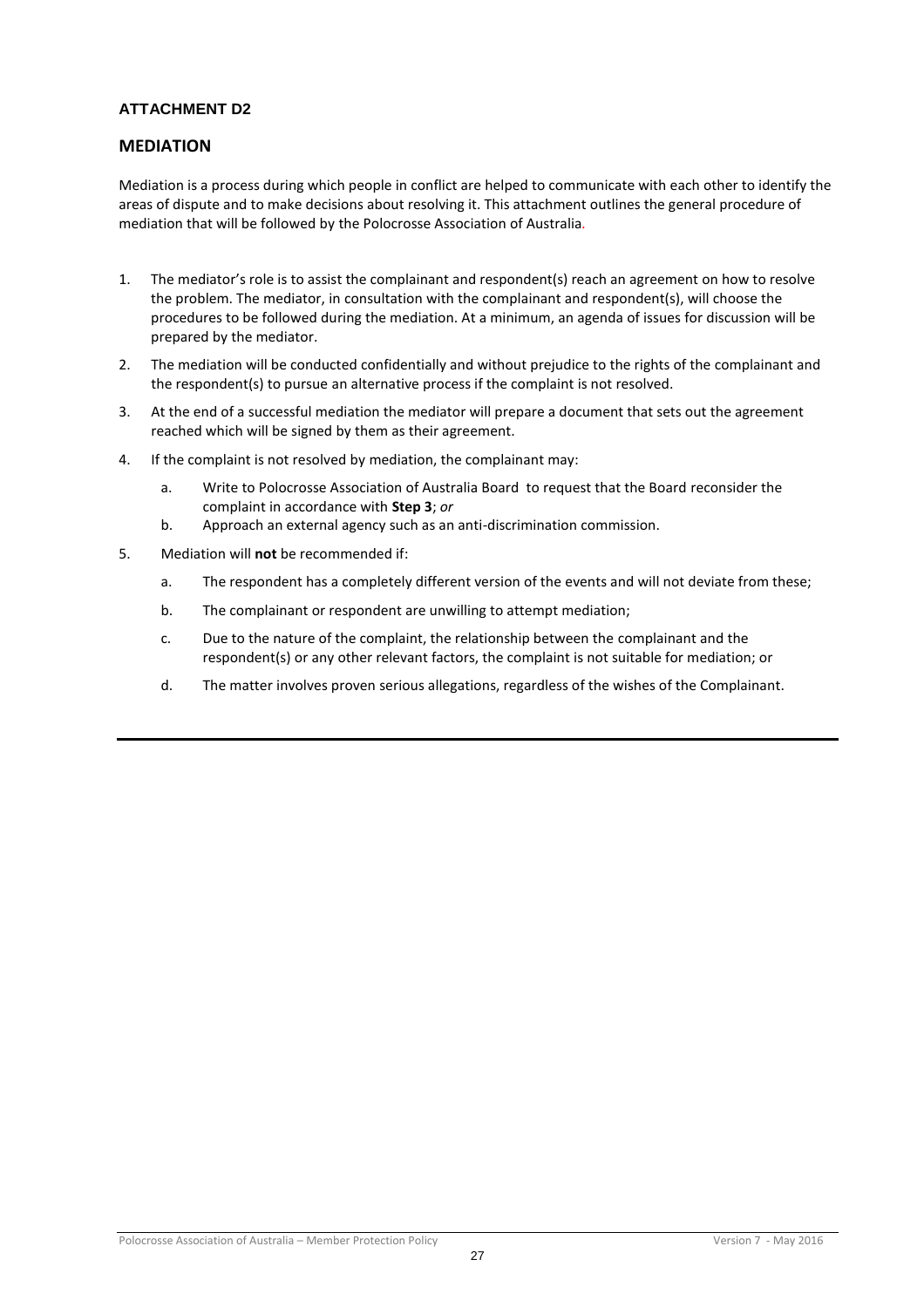### ATTACHMENT D2

## MEDIATION

Mediation is a process during which people in conflict are helped to communicate with each other to identify the areas of dispute and to make decisions about resolving it. This attachment outlines the general procedure of mediation that will be followed by the Polocrosse Association of Australia.

1. The mediator's role is to assist the complainant and respondent(s) reach an agreement on how to resolve the problem. The mediator, in consultation with the complainant and respondent(s), will choose the procedures to be followed during the mediation. At a minimum, an agenda of issues for discussion will be prepared by the mediator.
2. The mediation will be conducted confidentially and without prejudice to the rights of the complainant and the respondent(s) to pursue an alternative process if the complaint is not resolved.
3. At the end of a successful mediation the mediator will prepare a document that sets out the agreement reached which will be signed by them as their agreement.
4. If the complaint is not resolved by mediation, the complainant may:
    a. Write to Polocrosse Association of Australia Board to request that the Board reconsider the complaint in accordance with **Step 3**; *or*
    b. Approach an external agency such as an anti-discrimination commission.
5. Mediation will **not** be recommended if:
    a. The respondent has a completely different version of the events and will not deviate from these;
    b. The complainant or respondent are unwilling to attempt mediation;
    c. Due to the nature of the complaint, the relationship between the complainant and the respondent(s) or any other relevant factors, the complaint is not suitable for mediation; or
    d. The matter involves proven serious allegations, regardless of the wishes of the Complainant.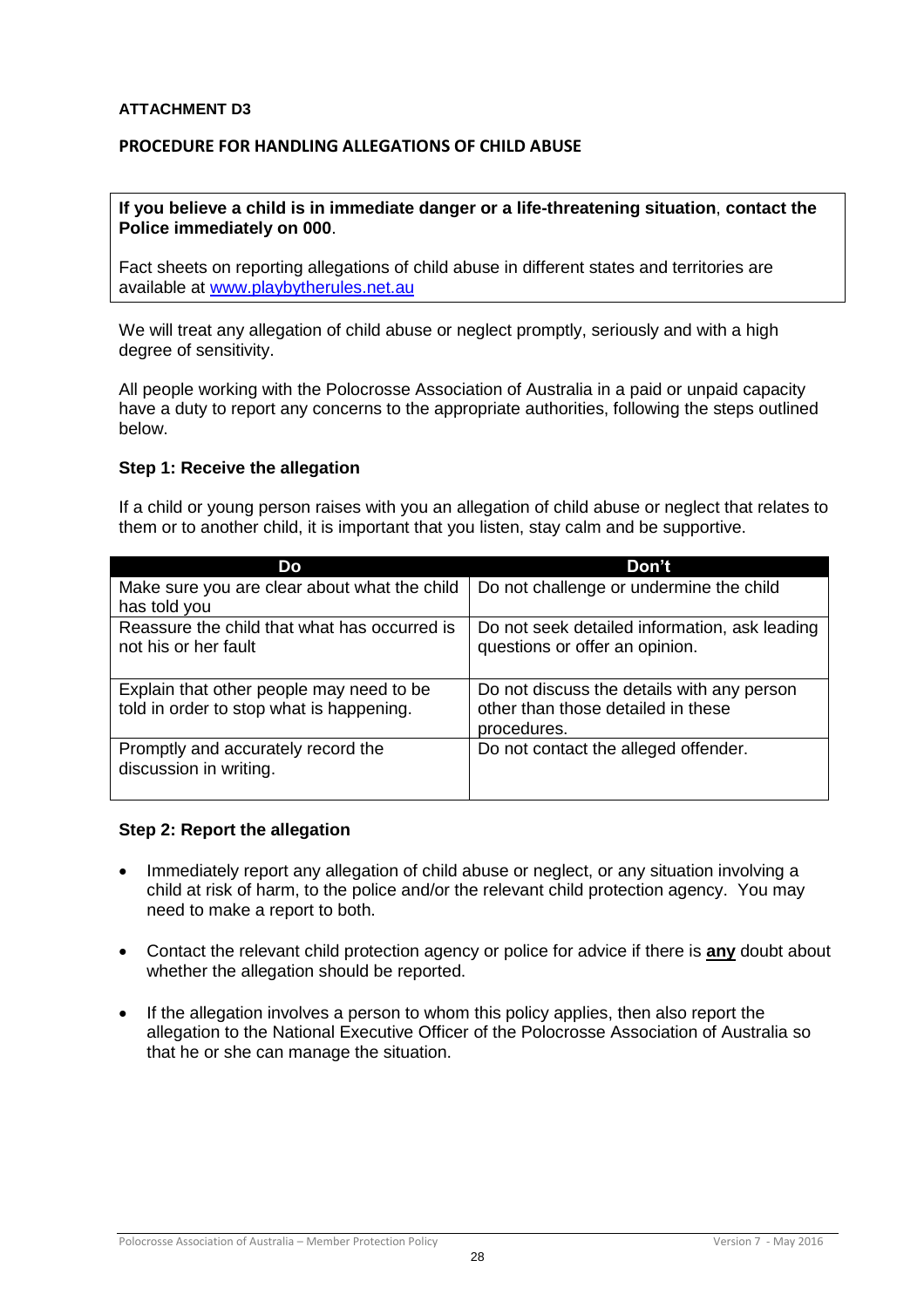**ATTACHMENT D3**

**PROCEDURE FOR HANDLING ALLEGATIONS OF CHILD ABUSE**

**If you believe a child is in immediate danger or a life-threatening situation**, **contact the Police immediately on 000**.

Fact sheets on reporting allegations of child abuse in different states and territories are available at [www.playbytherules.net.au](www.playbytherules.net.au)

We will treat any allegation of child abuse or neglect promptly, seriously and with a high degree of sensitivity.

All people working with the Polocrosse Association of Australia in a paid or unpaid capacity have a duty to report any concerns to the appropriate authorities, following the steps outlined below.

### Step 1: Receive the allegation

If a child or young person raises with you an allegation of child abuse or neglect that relates to them or to another child, it is important that you listen, stay calm and be supportive.

| Do | Don't |
|---|---|
| Make sure you are clear about what the child has told you | Do not challenge or undermine the child |
| Reassure the child that what has occurred is not his or her fault | Do not seek detailed information, ask leading questions or offer an opinion. |
| Explain that other people may need to be told in order to stop what is happening. | Do not discuss the details with any person other than those detailed in these procedures. |
| Promptly and accurately record the discussion in writing. | Do not contact the alleged offender. |

### Step 2: Report the allegation

- Immediately report any allegation of child abuse or neglect, or any situation involving a child at risk of harm, to the police and/or the relevant child protection agency. You may need to make a report to both.
- Contact the relevant child protection agency or police for advice if there is **any** doubt about whether the allegation should be reported.
- If the allegation involves a person to whom this policy applies, then also report the allegation to the National Executive Officer of the Polocrosse Association of Australia so that he or she can manage the situation.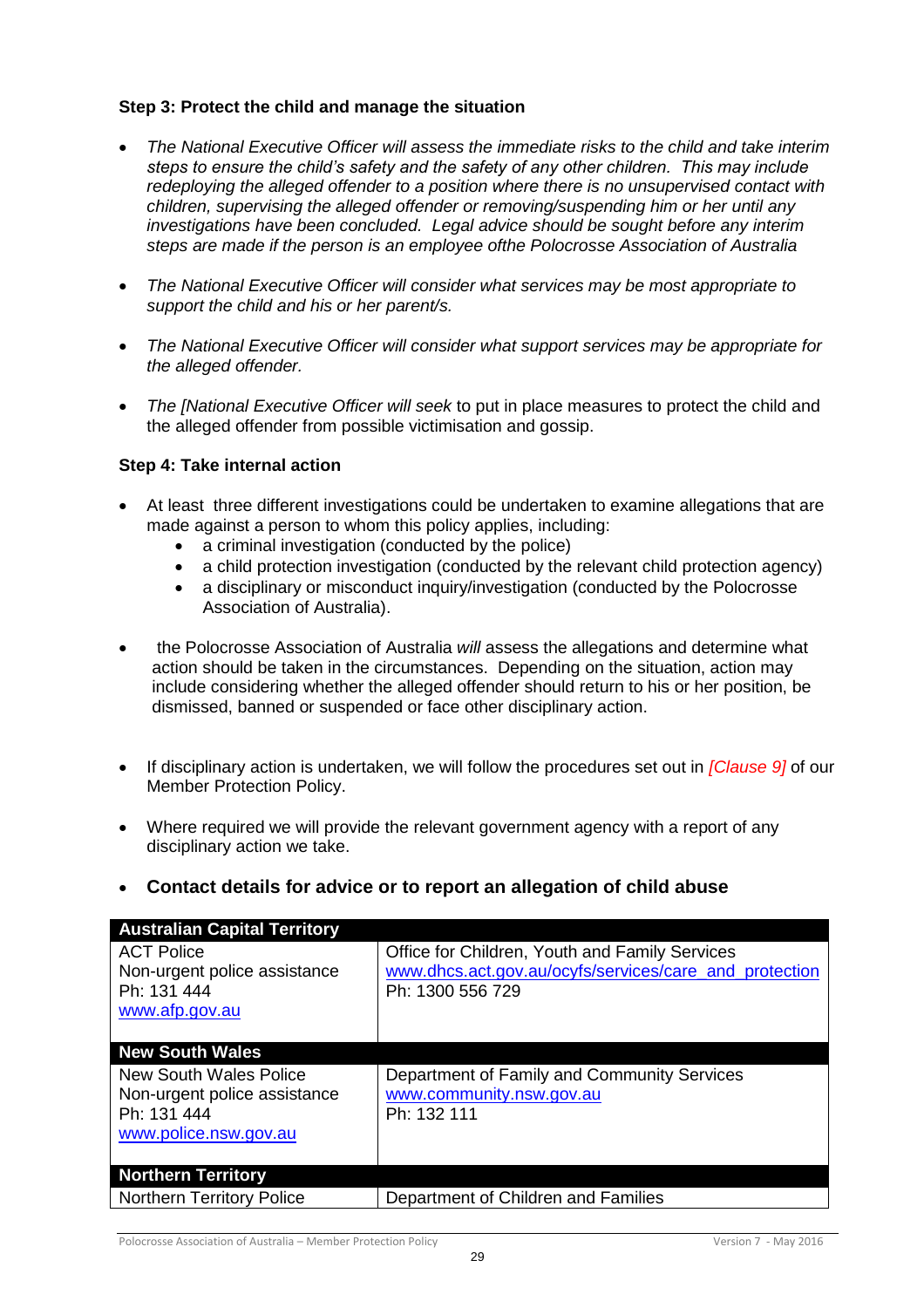**Step 3: Protect the child and manage the situation**

- *The National Executive Officer will assess the immediate risks to the child and take interim steps to ensure the child's safety and the safety of any other children. This may include redeploying the alleged offender to a position where there is no unsupervised contact with children, supervising the alleged offender or removing/suspending him or her until any investigations have been concluded. Legal advice should be sought before any interim steps are made if the person is an employee ofthe Polocrosse Association of Australia*
- *The National Executive Officer will consider what services may be most appropriate to support the child and his or her parent/s.*
- *The National Executive Officer will consider what support services may be appropriate for the alleged offender.*
- *The [National Executive Officer will seek* to put in place measures to protect the child and the alleged offender from possible victimisation and gossip.

**Step 4: Take internal action**

- At least three different investigations could be undertaken to examine allegations that are made against a person to whom this policy applies, including:
  - a criminal investigation (conducted by the police)
  - a child protection investigation (conducted by the relevant child protection agency)
  - a disciplinary or misconduct inquiry/investigation (conducted by the Polocrosse Association of Australia).
- the Polocrosse Association of Australia *will* assess the allegations and determine what action should be taken in the circumstances. Depending on the situation, action may include considering whether the alleged offender should return to his or her position, be dismissed, banned or suspended or face other disciplinary action.
- If disciplinary action is undertaken, we will follow the procedures set out in *[Clause 9]* of our Member Protection Policy.
- Where required we will provide the relevant government agency with a report of any disciplinary action we take.
- **Contact details for advice or to report an allegation of child abuse**

| **Australian Capital Territory** | |
|---|---|
| ACT Police<br>Non-urgent police assistance<br>Ph: 131 444<br>www.afp.gov.au | Office for Children, Youth and Family Services<br>www.dhcs.act.gov.au/ocyfs/services/care_and_protection<br>Ph: 1300 556 729 |
| **New South Wales** | |
| New South Wales Police<br>Non-urgent police assistance<br>Ph: 131 444<br>www.police.nsw.gov.au | Department of Family and Community Services<br>www.community.nsw.gov.au<br>Ph: 132 111 |
| **Northern Territory** | |
| Northern Territory Police | Department of Children and Families |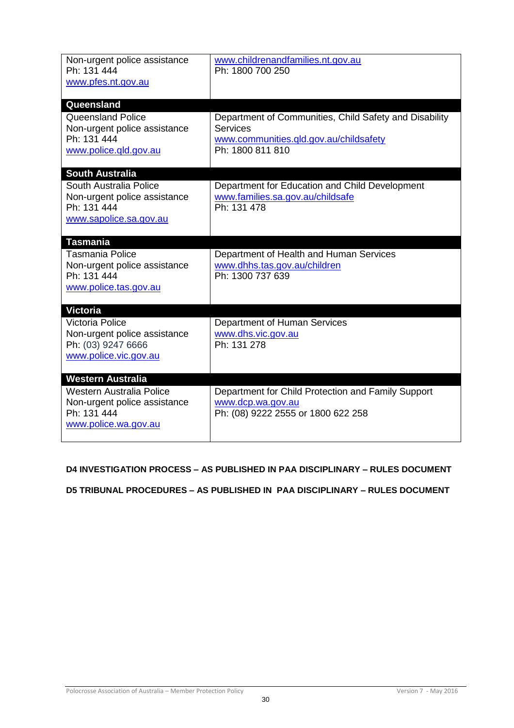| | |
|---|---|
| Non-urgent police assistance<br>Ph: 131 444<br>www.pfes.nt.gov.au | www.childrenandfamilies.nt.gov.au<br>Ph: 1800 700 250 |
| **Queensland** | |
| Queensland Police<br>Non-urgent police assistance<br>Ph: 131 444<br>www.police.qld.gov.au | Department of Communities, Child Safety and Disability Services<br>www.communities.qld.gov.au/childsafety<br>Ph: 1800 811 810 |
| **South Australia** | |
| South Australia Police<br>Non-urgent police assistance<br>Ph: 131 444<br>www.sapolice.sa.gov.au | Department for Education and Child Development<br>www.families.sa.gov.au/childsafe<br>Ph: 131 478 |
| **Tasmania** | |
| Tasmania Police<br>Non-urgent police assistance<br>Ph: 131 444<br>www.police.tas.gov.au | Department of Health and Human Services<br>www.dhhs.tas.gov.au/children<br>Ph: 1300 737 639 |
| **Victoria** | |
| Victoria Police<br>Non-urgent police assistance<br>Ph: (03) 9247 6666<br>www.police.vic.gov.au | Department of Human Services<br>www.dhs.vic.gov.au<br>Ph: 131 278 |
| **Western Australia** | |
| Western Australia Police<br>Non-urgent police assistance<br>Ph: 131 444<br>www.police.wa.gov.au | Department for Child Protection and Family Support<br>www.dcp.wa.gov.au<br>Ph: (08) 9222 2555 or 1800 622 258 |

**D4 INVESTIGATION PROCESS – AS PUBLISHED IN PAA DISCIPLINARY – RULES DOCUMENT**

**D5 TRIBUNAL PROCEDURES – AS PUBLISHED IN PAA DISCIPLINARY – RULES DOCUMENT**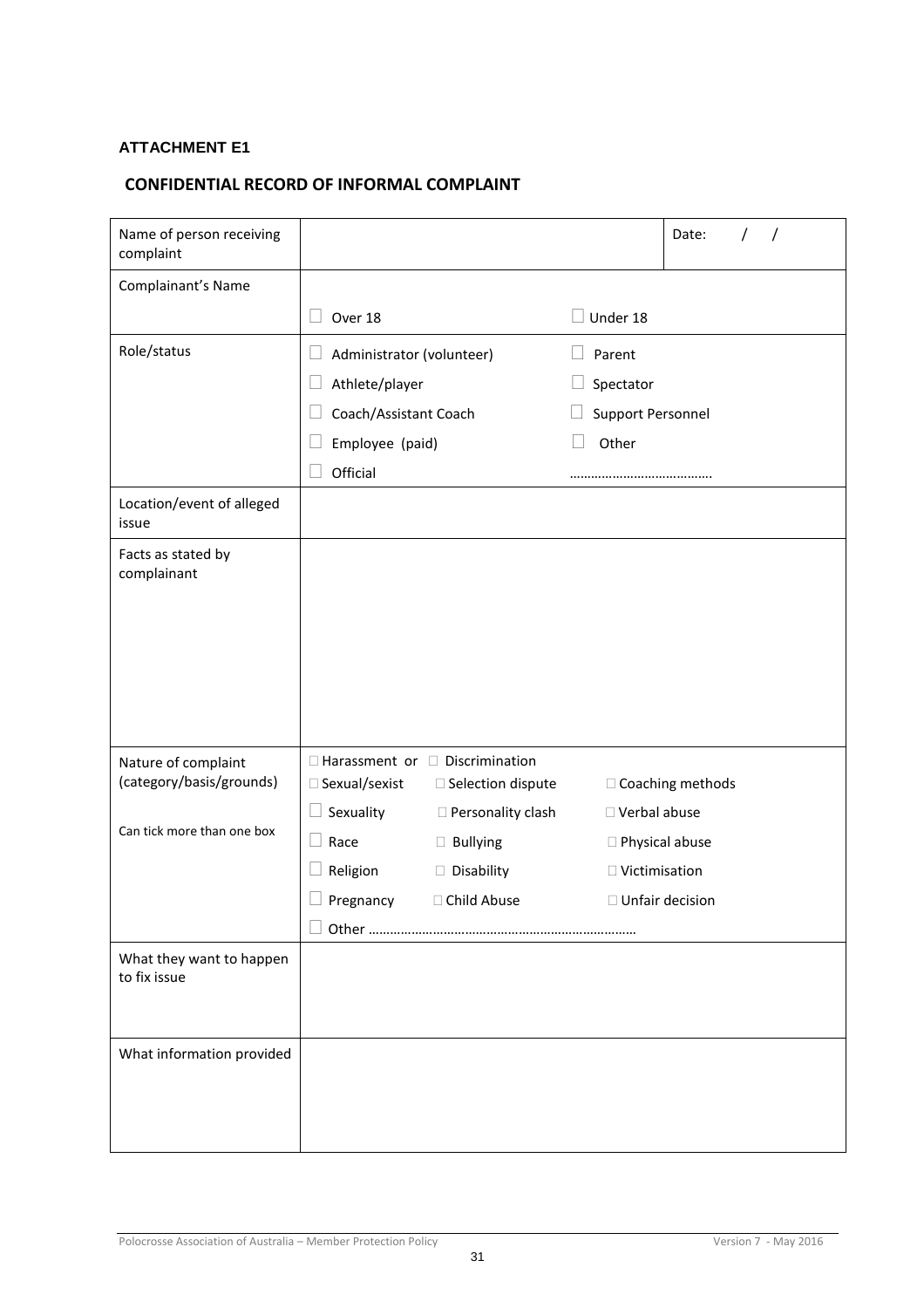**ATTACHMENT E1**

**CONFIDENTIAL RECORD OF INFORMAL COMPLAINT**

| | | | |
|---|---|---|---|
| Name of person receiving complaint | | | Date: / / |
| Complainant's Name | ☐ Over 18 | ☐ Under 18 | |
| Role/status | ☐ Administrator (volunteer)<br>☐ Athlete/player<br>☐ Coach/Assistant Coach<br>☐ Employee (paid)<br>☐ Official | ☐ Parent<br>☐ Spectator<br>☐ Support Personnel<br>☐ Other<br>………………………………. | |
| Location/event of alleged issue | | | |
| Facts as stated by complainant | | | |
| Nature of complaint (category/basis/grounds)<br><br>Can tick more than one box | ☐ Harassment or ☐ Discrimination<br>☐ Sexual/sexist ☐ Selection dispute<br>☐ Sexuality ☐ Personality clash<br>☐ Race ☐ Bullying<br>☐ Religion ☐ Disability<br>☐ Pregnancy ☐ Child Abuse<br>☐ Other ………………………………………………………………… | <br>☐ Coaching methods<br>☐ Verbal abuse<br>☐ Physical abuse<br>☐ Victimisation<br>☐ Unfair decision | |
| What they want to happen to fix issue | | | |
| What information provided | | | |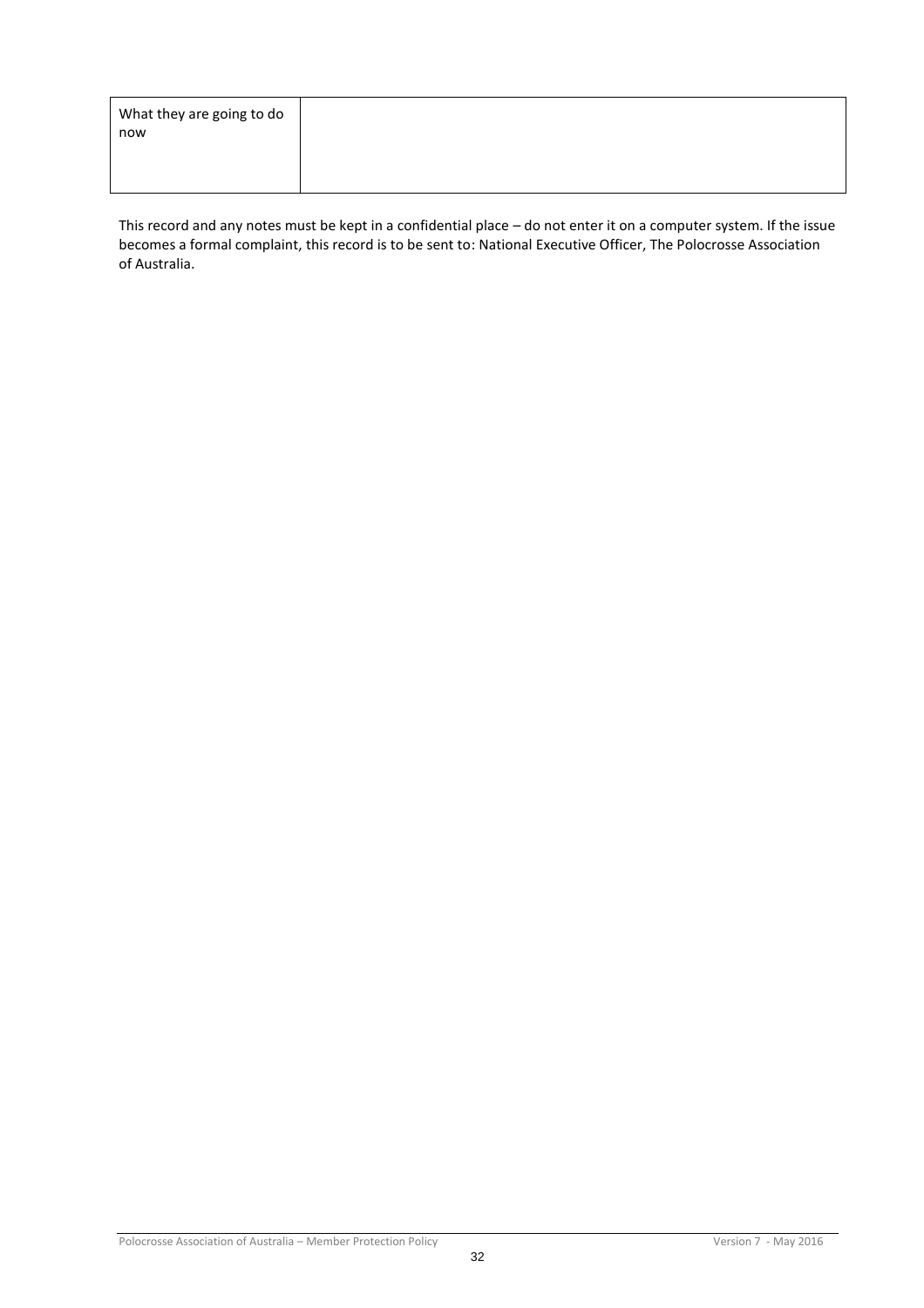| What they are going to do now | |
|---|---|

This record and any notes must be kept in a confidential place – do not enter it on a computer system. If the issue becomes a formal complaint, this record is to be sent to: National Executive Officer, The Polocrosse Association of Australia.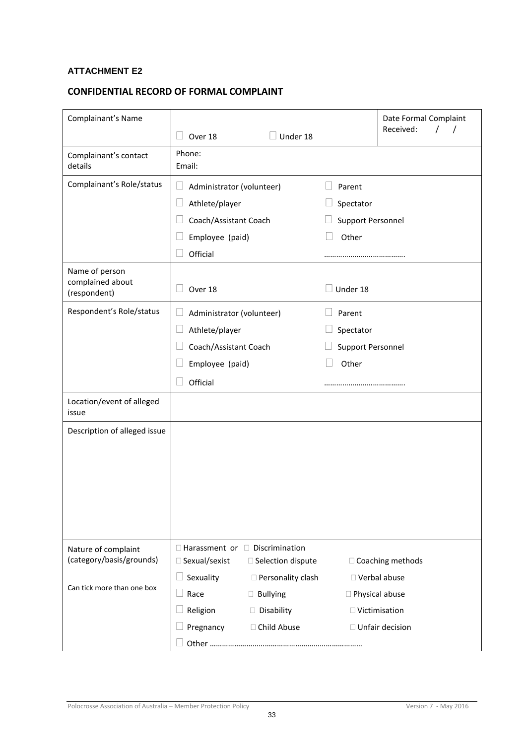**ATTACHMENT E2**

**CONFIDENTIAL RECORD OF FORMAL COMPLAINT**

| | | |
|---|---|---|
| Complainant's Name | ☐ Over 18 ☐ Under 18 | Date Formal Complaint Received: / / |
| Complainant's contact details | Phone:<br>Email: | |
| Complainant's Role/status | ☐ Administrator (volunteer) ☐ Parent<br>☐ Athlete/player ☐ Spectator<br>☐ Coach/Assistant Coach ☐ Support Personnel<br>☐ Employee (paid) ☐ Other<br>☐ Official ………………………………. | |
| Name of person complained about (respondent) | ☐ Over 18 ☐ Under 18 | |
| Respondent's Role/status | ☐ Administrator (volunteer) ☐ Parent<br>☐ Athlete/player ☐ Spectator<br>☐ Coach/Assistant Coach ☐ Support Personnel<br>☐ Employee (paid) ☐ Other<br>☐ Official ………………………………. | |
| Location/event of alleged issue | | |
| Description of alleged issue | | |
| Nature of complaint (category/basis/grounds)<br><br>Can tick more than one box | ☐ Harassment or ☐ Discrimination<br>☐ Sexual/sexist ☐ Selection dispute ☐ Coaching methods<br>☐ Sexuality ☐ Personality clash ☐ Verbal abuse<br>☐ Race ☐ Bullying ☐ Physical abuse<br>☐ Religion ☐ Disability ☐ Victimisation<br>☐ Pregnancy ☐ Child Abuse ☐ Unfair decision<br>☐ Other ………………………………………………………………… | |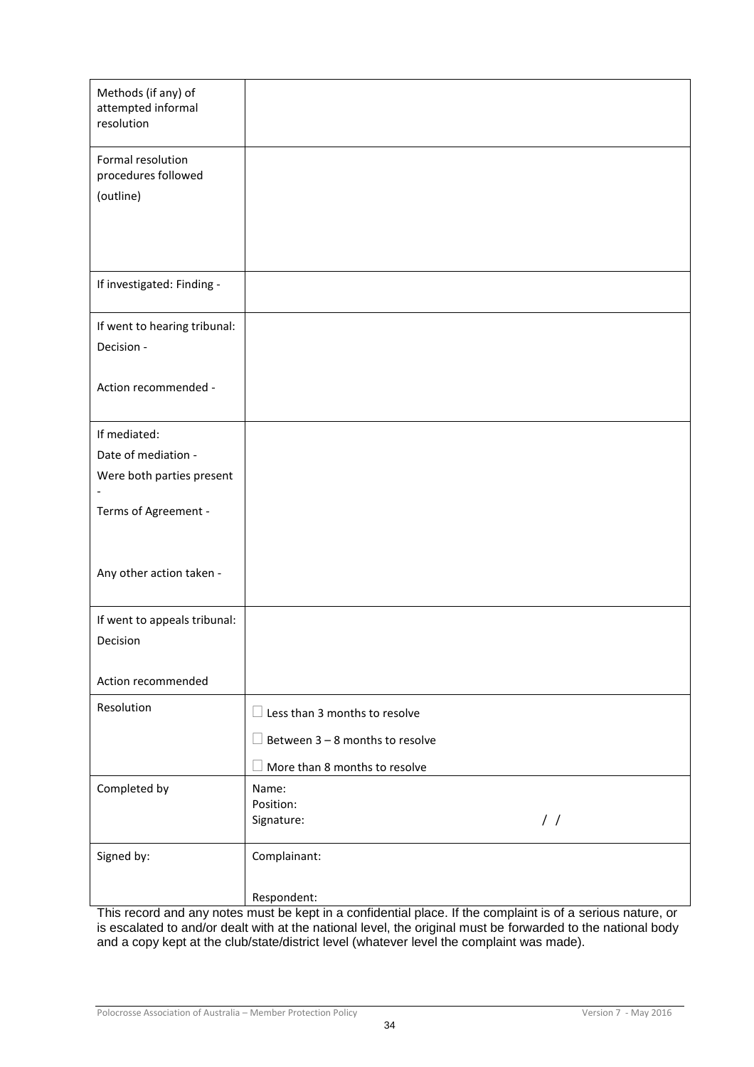| | |
|---|---|
| Methods (if any) of attempted informal resolution | |
| Formal resolution procedures followed (outline) | |
| If investigated: Finding - | |
| If went to hearing tribunal:<br>Decision -<br><br>Action recommended - | |
| If mediated:<br>Date of mediation -<br>Were both parties present -<br>Terms of Agreement -<br><br>Any other action taken - | |
| If went to appeals tribunal:<br>Decision<br><br>Action recommended | |
| Resolution | ☐ Less than 3 months to resolve<br>☐ Between 3 – 8 months to resolve<br>☐ More than 8 months to resolve |
| Completed by | Name:<br>Position:<br>Signature: / / |
| Signed by: | Complainant:<br><br>Respondent: |

This record and any notes must be kept in a confidential place. If the complaint is of a serious nature, or is escalated to and/or dealt with at the national level, the original must be forwarded to the national body and a copy kept at the club/state/district level (whatever level the complaint was made).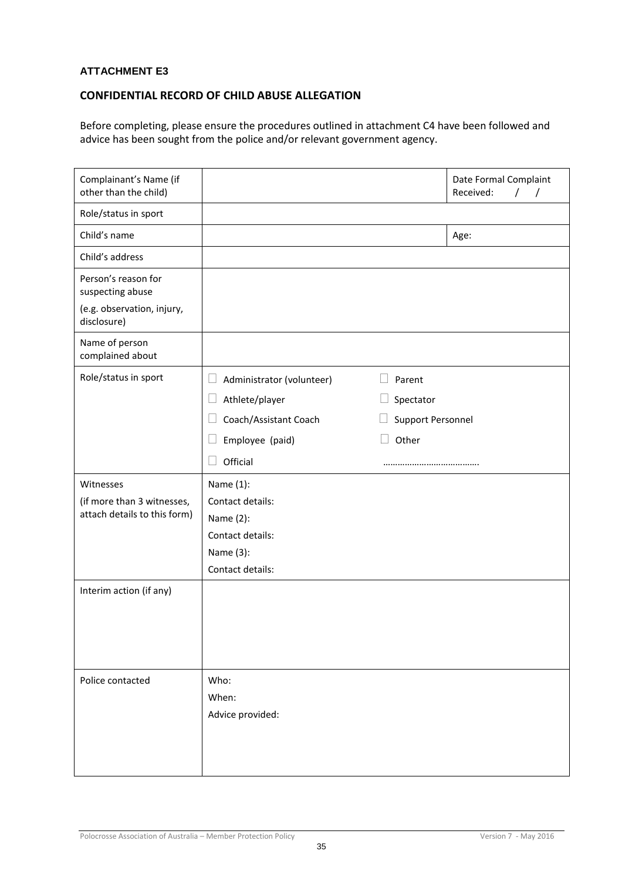**ATTACHMENT E3**

**CONFIDENTIAL RECORD OF CHILD ABUSE ALLEGATION**

Before completing, please ensure the procedures outlined in attachment C4 have been followed and advice has been sought from the police and/or relevant government agency.

| | | |
|---|---|---|
| Complainant's Name (if other than the child) | | Date Formal Complaint Received: / / |
| Role/status in sport | | |
| Child's name | | Age: |
| Child's address | | |
| Person's reason for suspecting abuse<br>(e.g. observation, injury, disclosure) | | |
| Name of person complained about | | |
| Role/status in sport | ☐ Administrator (volunteer)<br>☐ Athlete/player<br>☐ Coach/Assistant Coach<br>☐ Employee (paid)<br>☐ Official | ☐ Parent<br>☐ Spectator<br>☐ Support Personnel<br>☐ Other<br>………………………………. |
| Witnesses<br>(if more than 3 witnesses, attach details to this form) | Name (1):<br>Contact details:<br>Name (2):<br>Contact details:<br>Name (3):<br>Contact details: | |
| Interim action (if any) | | |
| Police contacted | Who:<br>When:<br>Advice provided: | |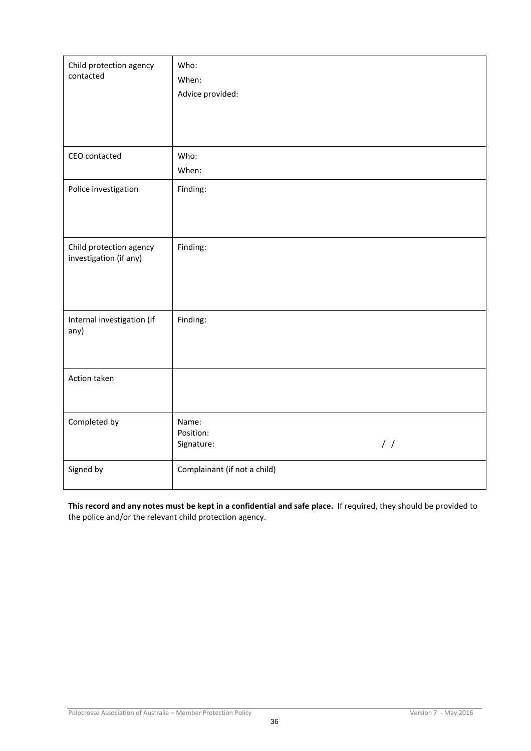| | |
|---|---|
| Child protection agency contacted | Who:<br>When:<br>Advice provided: |
| CEO contacted | Who:<br>When: |
| Police investigation | Finding: |
| Child protection agency investigation (if any) | Finding: |
| Internal investigation (if any) | Finding: |
| Action taken | |
| Completed by | Name:<br>Position:<br>Signature: / / |
| Signed by | Complainant (if not a child) |

**This record and any notes must be kept in a confidential and safe place.** If required, they should be provided to the police and/or the relevant child protection agency.